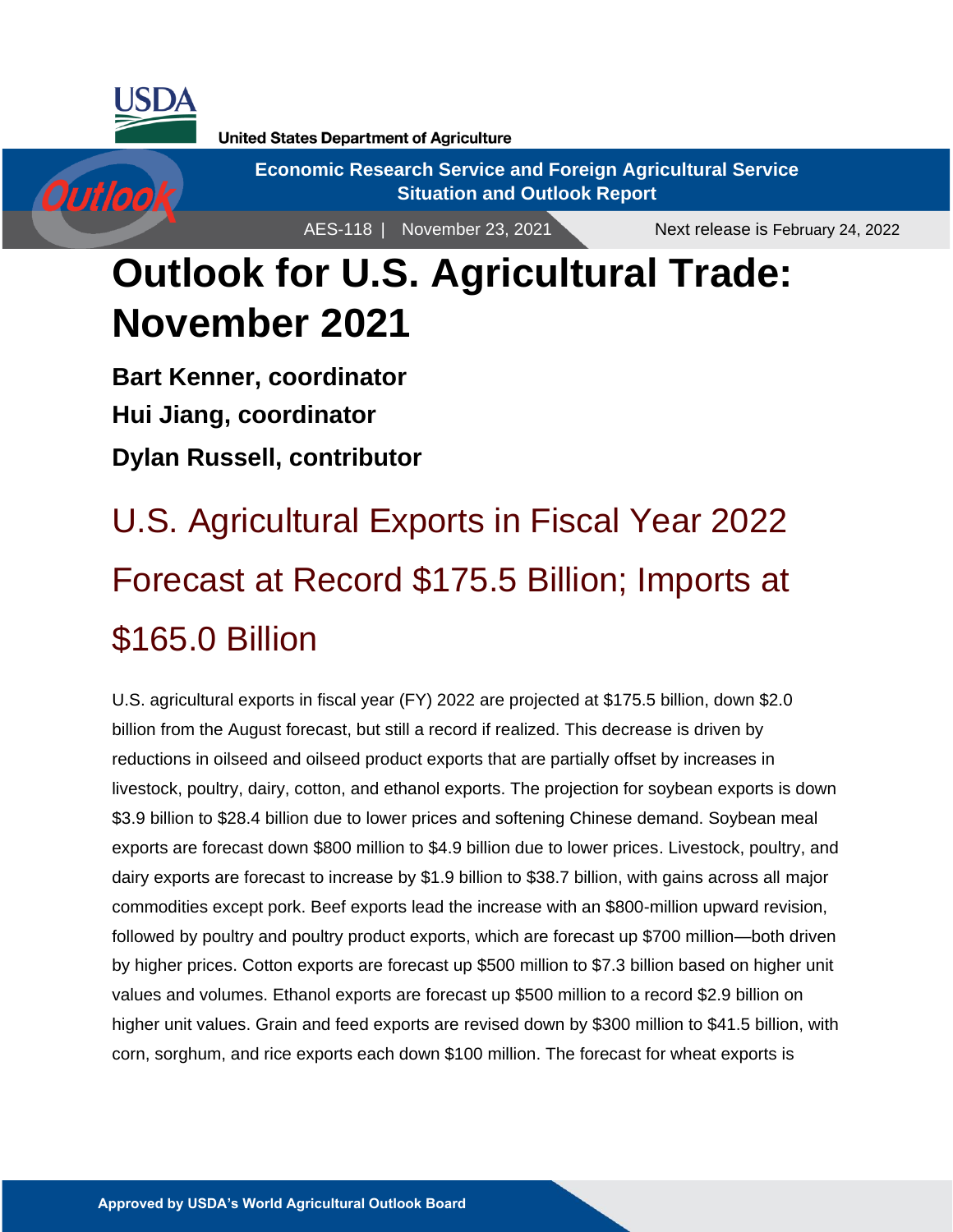USDA

United States Department of Agriculture

**Economic Research Service and Foreign Agricultural Service**
**Situation and Outlook Report**

AES-118 | November 23, 2021 Next release is February 24, 2022

# Outlook for U.S. Agricultural Trade: November 2021

**Bart Kenner, coordinator**

**Hui Jiang, coordinator**

**Dylan Russell, contributor**

## U.S. Agricultural Exports in Fiscal Year 2022 Forecast at Record $175.5 Billion; Imports at $165.0 Billion

U.S. agricultural exports in fiscal year (FY) 2022 are projected at $175.5 billion, down $2.0 billion from the August forecast, but still a record if realized. This decrease is driven by reductions in oilseed and oilseed product exports that are partially offset by increases in livestock, poultry, dairy, cotton, and ethanol exports. The projection for soybean exports is down $3.9 billion to $28.4 billion due to lower prices and softening Chinese demand. Soybean meal exports are forecast down $800 million to $4.9 billion due to lower prices. Livestock, poultry, and dairy exports are forecast to increase by $1.9 billion to $38.7 billion, with gains across all major commodities except pork. Beef exports lead the increase with an $800-million upward revision, followed by poultry and poultry product exports, which are forecast up $700 million—both driven by higher prices. Cotton exports are forecast up $500 million to $7.3 billion based on higher unit values and volumes. Ethanol exports are forecast up $500 million to a record $2.9 billion on higher unit values. Grain and feed exports are revised down by $300 million to $41.5 billion, with corn, sorghum, and rice exports each down $100 million. The forecast for wheat exports is

**Approved by USDA's World Agricultural Outlook Board**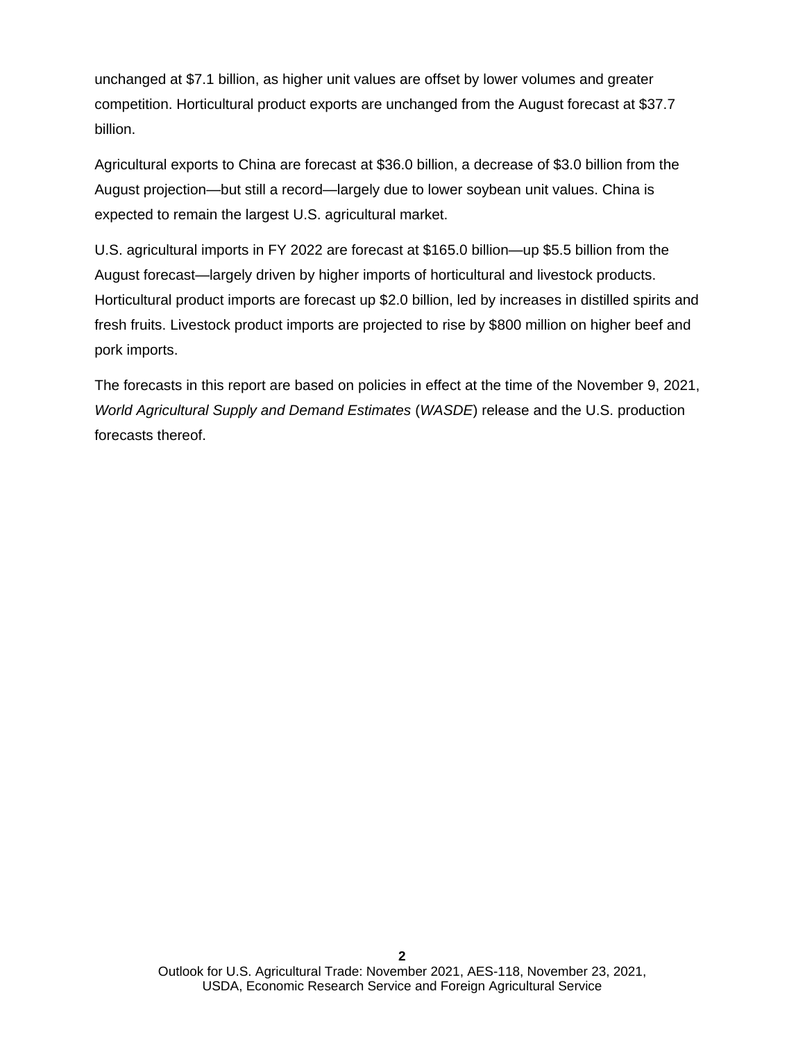unchanged at $7.1 billion, as higher unit values are offset by lower volumes and greater competition. Horticultural product exports are unchanged from the August forecast at $37.7 billion.

Agricultural exports to China are forecast at $36.0 billion, a decrease of $3.0 billion from the August projection—but still a record—largely due to lower soybean unit values. China is expected to remain the largest U.S. agricultural market.

U.S. agricultural imports in FY 2022 are forecast at $165.0 billion—up $5.5 billion from the August forecast—largely driven by higher imports of horticultural and livestock products. Horticultural product imports are forecast up $2.0 billion, led by increases in distilled spirits and fresh fruits. Livestock product imports are projected to rise by $800 million on higher beef and pork imports.

The forecasts in this report are based on policies in effect at the time of the November 9, 2021, *World Agricultural Supply and Demand Estimates* (*WASDE*) release and the U.S. production forecasts thereof.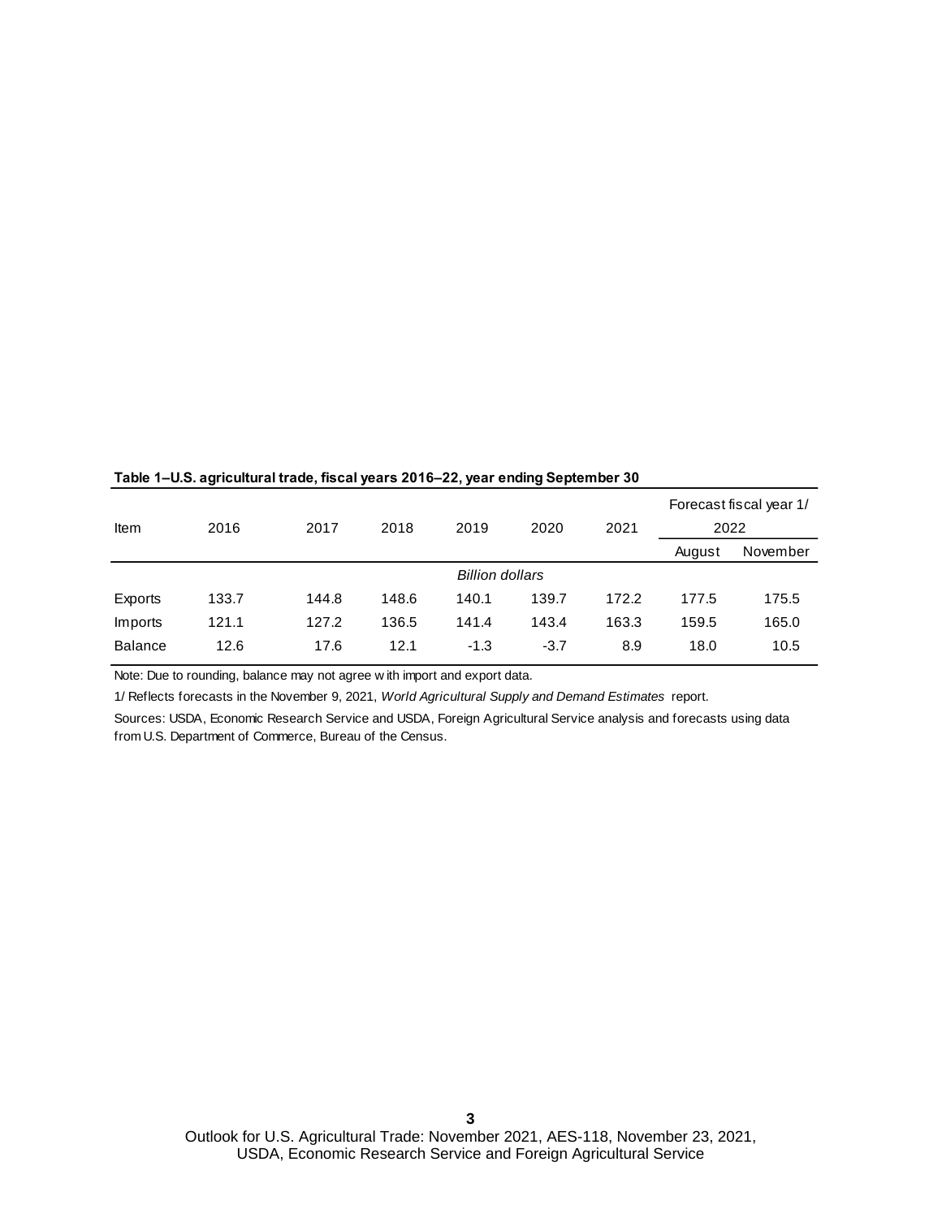**Table 1–U.S. agricultural trade, fiscal years 2016–22, year ending September 30**

| Item | 2016 | 2017 | 2018 | 2019 | 2020 | 2021 | Forecast fiscal year 1/ 2022 | |
|---|---|---|---|---|---|---|---|---|
| | | | | | | | August | November |
| | | | | *Billion dollars* | | | | |
| Exports | 133.7 | 144.8 | 148.6 | 140.1 | 139.7 | 172.2 | 177.5 | 175.5 |
| Imports | 121.1 | 127.2 | 136.5 | 141.4 | 143.4 | 163.3 | 159.5 | 165.0 |
| Balance | 12.6 | 17.6 | 12.1 | -1.3 | -3.7 | 8.9 | 18.0 | 10.5 |

Note: Due to rounding, balance may not agree with import and export data.

1/ Reflects forecasts in the November 9, 2021, *World Agricultural Supply and Demand Estimates* report.

Sources: USDA, Economic Research Service and USDA, Foreign Agricultural Service analysis and forecasts using data from U.S. Department of Commerce, Bureau of the Census.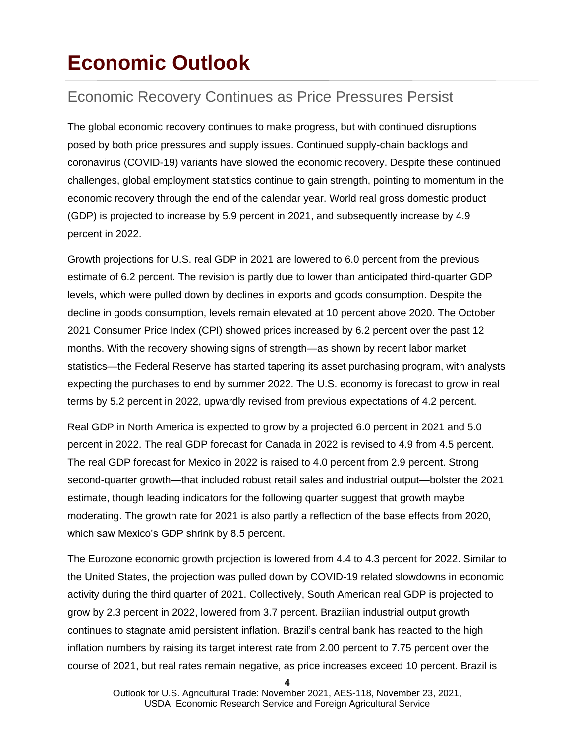# Economic Outlook

## Economic Recovery Continues as Price Pressures Persist

The global economic recovery continues to make progress, but with continued disruptions posed by both price pressures and supply issues. Continued supply-chain backlogs and coronavirus (COVID-19) variants have slowed the economic recovery. Despite these continued challenges, global employment statistics continue to gain strength, pointing to momentum in the economic recovery through the end of the calendar year. World real gross domestic product (GDP) is projected to increase by 5.9 percent in 2021, and subsequently increase by 4.9 percent in 2022.

Growth projections for U.S. real GDP in 2021 are lowered to 6.0 percent from the previous estimate of 6.2 percent. The revision is partly due to lower than anticipated third-quarter GDP levels, which were pulled down by declines in exports and goods consumption. Despite the decline in goods consumption, levels remain elevated at 10 percent above 2020. The October 2021 Consumer Price Index (CPI) showed prices increased by 6.2 percent over the past 12 months. With the recovery showing signs of strength—as shown by recent labor market statistics—the Federal Reserve has started tapering its asset purchasing program, with analysts expecting the purchases to end by summer 2022. The U.S. economy is forecast to grow in real terms by 5.2 percent in 2022, upwardly revised from previous expectations of 4.2 percent.

Real GDP in North America is expected to grow by a projected 6.0 percent in 2021 and 5.0 percent in 2022. The real GDP forecast for Canada in 2022 is revised to 4.9 from 4.5 percent. The real GDP forecast for Mexico in 2022 is raised to 4.0 percent from 2.9 percent. Strong second-quarter growth—that included robust retail sales and industrial output—bolster the 2021 estimate, though leading indicators for the following quarter suggest that growth maybe moderating. The growth rate for 2021 is also partly a reflection of the base effects from 2020, which saw Mexico's GDP shrink by 8.5 percent.

The Eurozone economic growth projection is lowered from 4.4 to 4.3 percent for 2022. Similar to the United States, the projection was pulled down by COVID-19 related slowdowns in economic activity during the third quarter of 2021. Collectively, South American real GDP is projected to grow by 2.3 percent in 2022, lowered from 3.7 percent. Brazilian industrial output growth continues to stagnate amid persistent inflation. Brazil's central bank has reacted to the high inflation numbers by raising its target interest rate from 2.00 percent to 7.75 percent over the course of 2021, but real rates remain negative, as price increases exceed 10 percent. Brazil is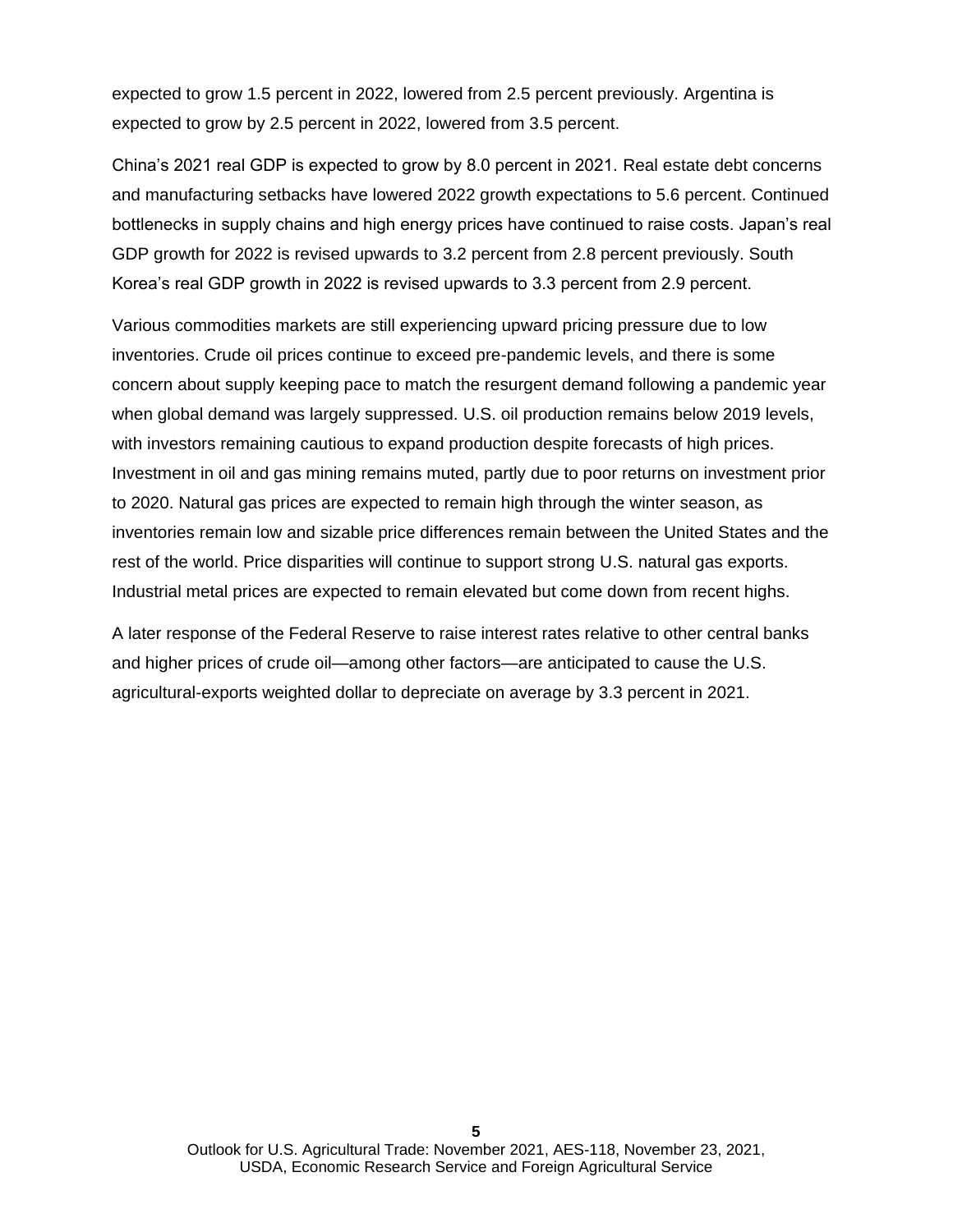expected to grow 1.5 percent in 2022, lowered from 2.5 percent previously. Argentina is expected to grow by 2.5 percent in 2022, lowered from 3.5 percent.

China's 2021 real GDP is expected to grow by 8.0 percent in 2021. Real estate debt concerns and manufacturing setbacks have lowered 2022 growth expectations to 5.6 percent. Continued bottlenecks in supply chains and high energy prices have continued to raise costs. Japan's real GDP growth for 2022 is revised upwards to 3.2 percent from 2.8 percent previously. South Korea's real GDP growth in 2022 is revised upwards to 3.3 percent from 2.9 percent.

Various commodities markets are still experiencing upward pricing pressure due to low inventories. Crude oil prices continue to exceed pre-pandemic levels, and there is some concern about supply keeping pace to match the resurgent demand following a pandemic year when global demand was largely suppressed. U.S. oil production remains below 2019 levels, with investors remaining cautious to expand production despite forecasts of high prices. Investment in oil and gas mining remains muted, partly due to poor returns on investment prior to 2020. Natural gas prices are expected to remain high through the winter season, as inventories remain low and sizable price differences remain between the United States and the rest of the world. Price disparities will continue to support strong U.S. natural gas exports. Industrial metal prices are expected to remain elevated but come down from recent highs.

A later response of the Federal Reserve to raise interest rates relative to other central banks and higher prices of crude oil—among other factors—are anticipated to cause the U.S. agricultural-exports weighted dollar to depreciate on average by 3.3 percent in 2021.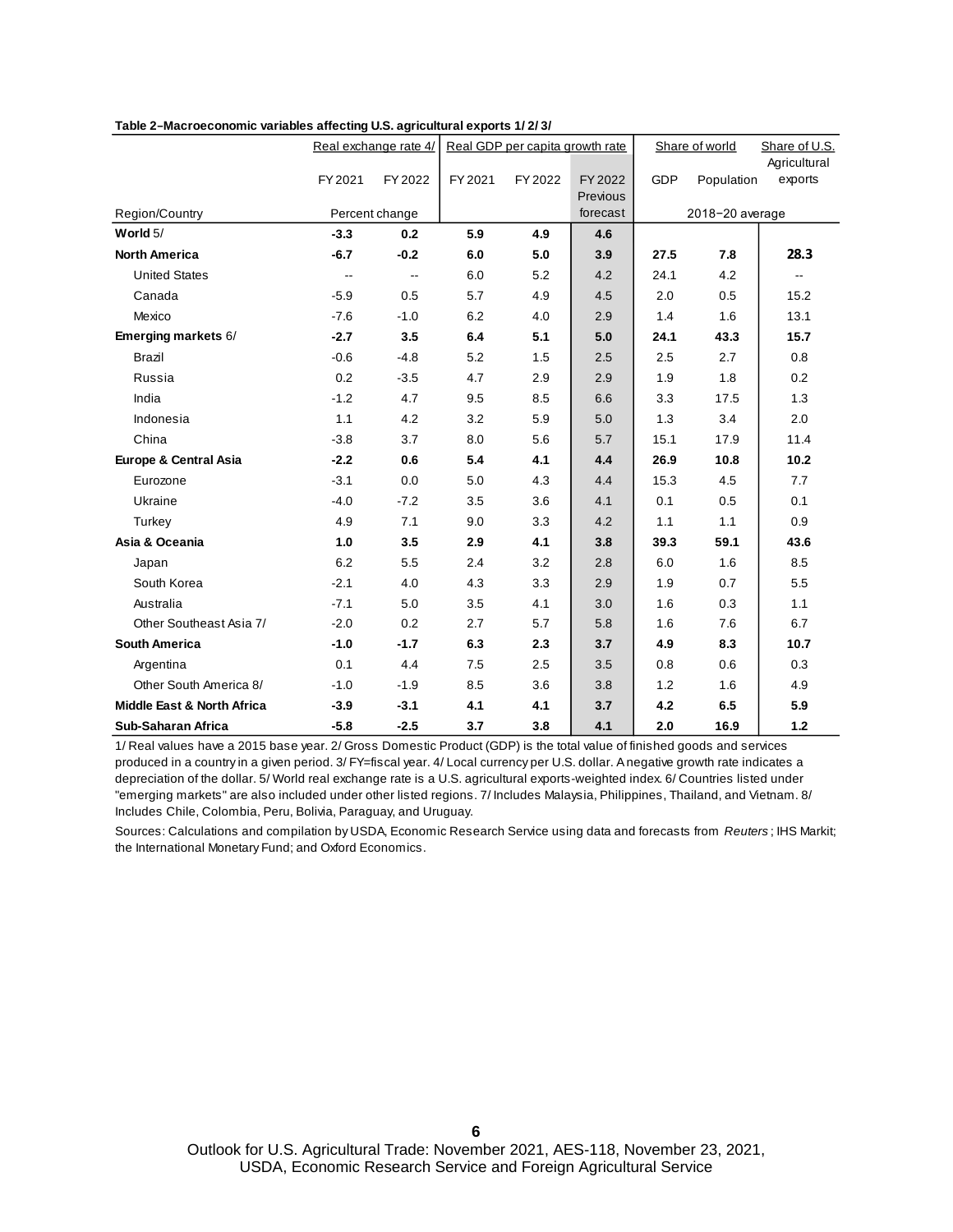**Table 2–Macroeconomic variables affecting U.S. agricultural exports 1/ 2/ 3/**

| Region/Country | Real exchange rate 4/ | | Real GDP per capita growth rate | | | Share of world | | Share of U.S. Agricultural exports |
|---|---|---|---|---|---|---|---|---|
| | FY 2021 | FY 2022 | FY 2021 | FY 2022 | FY 2022 Previous forecast | GDP | Population | |
| | Percent change | | | | | 2018−20 average | | |
| **World** 5/ | **-3.3** | **0.2** | **5.9** | **4.9** | **4.6** | | | |
| **North America** | **-6.7** | **-0.2** | **6.0** | **5.0** | **3.9** | **27.5** | **7.8** | **28.3** |
| United States | -- | -- | 6.0 | 5.2 | 4.2 | 24.1 | 4.2 | -- |
| Canada | -5.9 | 0.5 | 5.7 | 4.9 | 4.5 | 2.0 | 0.5 | 15.2 |
| Mexico | -7.6 | -1.0 | 6.2 | 4.0 | 2.9 | 1.4 | 1.6 | 13.1 |
| **Emerging markets** 6/ | **-2.7** | **3.5** | **6.4** | **5.1** | **5.0** | **24.1** | **43.3** | **15.7** |
| Brazil | -0.6 | -4.8 | 5.2 | 1.5 | 2.5 | 2.5 | 2.7 | 0.8 |
| Russia | 0.2 | -3.5 | 4.7 | 2.9 | 2.9 | 1.9 | 1.8 | 0.2 |
| India | -1.2 | 4.7 | 9.5 | 8.5 | 6.6 | 3.3 | 17.5 | 1.3 |
| Indonesia | 1.1 | 4.2 | 3.2 | 5.9 | 5.0 | 1.3 | 3.4 | 2.0 |
| China | -3.8 | 3.7 | 8.0 | 5.6 | 5.7 | 15.1 | 17.9 | 11.4 |
| **Europe & Central Asia** | **-2.2** | **0.6** | **5.4** | **4.1** | **4.4** | **26.9** | **10.8** | **10.2** |
| Eurozone | -3.1 | 0.0 | 5.0 | 4.3 | 4.4 | 15.3 | 4.5 | 7.7 |
| Ukraine | -4.0 | -7.2 | 3.5 | 3.6 | 4.1 | 0.1 | 0.5 | 0.1 |
| Turkey | 4.9 | 7.1 | 9.0 | 3.3 | 4.2 | 1.1 | 1.1 | 0.9 |
| **Asia & Oceania** | **1.0** | **3.5** | **2.9** | **4.1** | **3.8** | **39.3** | **59.1** | **43.6** |
| Japan | 6.2 | 5.5 | 2.4 | 3.2 | 2.8 | 6.0 | 1.6 | 8.5 |
| South Korea | -2.1 | 4.0 | 4.3 | 3.3 | 2.9 | 1.9 | 0.7 | 5.5 |
| Australia | -7.1 | 5.0 | 3.5 | 4.1 | 3.0 | 1.6 | 0.3 | 1.1 |
| Other Southeast Asia 7/ | -2.0 | 0.2 | 2.7 | 5.7 | 5.8 | 1.6 | 7.6 | 6.7 |
| **South America** | **-1.0** | **-1.7** | **6.3** | **2.3** | **3.7** | **4.9** | **8.3** | **10.7** |
| Argentina | 0.1 | 4.4 | 7.5 | 2.5 | 3.5 | 0.8 | 0.6 | 0.3 |
| Other South America 8/ | -1.0 | -1.9 | 8.5 | 3.6 | 3.8 | 1.2 | 1.6 | 4.9 |
| **Middle East & North Africa** | **-3.9** | **-3.1** | **4.1** | **4.1** | **3.7** | **4.2** | **6.5** | **5.9** |
| **Sub-Saharan Africa** | **-5.8** | **-2.5** | **3.7** | **3.8** | **4.1** | **2.0** | **16.9** | **1.2** |

1/ Real values have a 2015 base year. 2/ Gross Domestic Product (GDP) is the total value of finished goods and services produced in a country in a given period. 3/ FY=fiscal year. 4/ Local currency per U.S. dollar. A negative growth rate indicates a depreciation of the dollar. 5/ World real exchange rate is a U.S. agricultural exports-weighted index. 6/ Countries listed under "emerging markets" are also included under other listed regions. 7/ Includes Malaysia, Philippines, Thailand, and Vietnam. 8/ Includes Chile, Colombia, Peru, Bolivia, Paraguay, and Uruguay.

Sources: Calculations and compilation by USDA, Economic Research Service using data and forecasts from *Reuters*; IHS Markit; the International Monetary Fund; and Oxford Economics.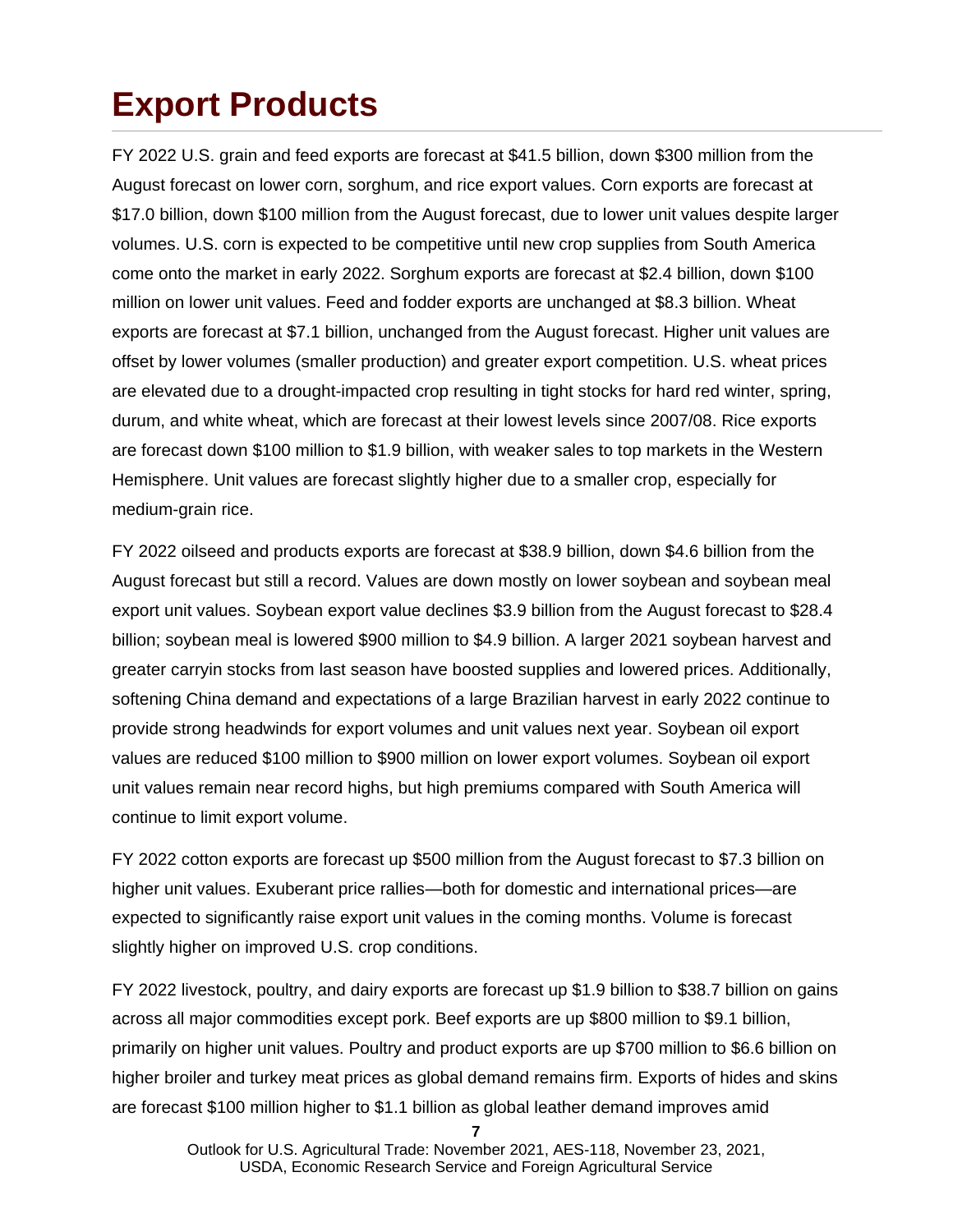# Export Products

FY 2022 U.S. grain and feed exports are forecast at $41.5 billion, down $300 million from the August forecast on lower corn, sorghum, and rice export values. Corn exports are forecast at $17.0 billion, down $100 million from the August forecast, due to lower unit values despite larger volumes. U.S. corn is expected to be competitive until new crop supplies from South America come onto the market in early 2022. Sorghum exports are forecast at $2.4 billion, down $100 million on lower unit values. Feed and fodder exports are unchanged at $8.3 billion. Wheat exports are forecast at $7.1 billion, unchanged from the August forecast. Higher unit values are offset by lower volumes (smaller production) and greater export competition. U.S. wheat prices are elevated due to a drought-impacted crop resulting in tight stocks for hard red winter, spring, durum, and white wheat, which are forecast at their lowest levels since 2007/08. Rice exports are forecast down $100 million to $1.9 billion, with weaker sales to top markets in the Western Hemisphere. Unit values are forecast slightly higher due to a smaller crop, especially for medium-grain rice.

FY 2022 oilseed and products exports are forecast at $38.9 billion, down $4.6 billion from the August forecast but still a record. Values are down mostly on lower soybean and soybean meal export unit values. Soybean export value declines $3.9 billion from the August forecast to $28.4 billion; soybean meal is lowered $900 million to $4.9 billion. A larger 2021 soybean harvest and greater carryin stocks from last season have boosted supplies and lowered prices. Additionally, softening China demand and expectations of a large Brazilian harvest in early 2022 continue to provide strong headwinds for export volumes and unit values next year. Soybean oil export values are reduced $100 million to $900 million on lower export volumes. Soybean oil export unit values remain near record highs, but high premiums compared with South America will continue to limit export volume.

FY 2022 cotton exports are forecast up $500 million from the August forecast to $7.3 billion on higher unit values. Exuberant price rallies—both for domestic and international prices—are expected to significantly raise export unit values in the coming months. Volume is forecast slightly higher on improved U.S. crop conditions.

FY 2022 livestock, poultry, and dairy exports are forecast up $1.9 billion to $38.7 billion on gains across all major commodities except pork. Beef exports are up $800 million to $9.1 billion, primarily on higher unit values. Poultry and product exports are up $700 million to $6.6 billion on higher broiler and turkey meat prices as global demand remains firm. Exports of hides and skins are forecast $100 million higher to $1.1 billion as global leather demand improves amid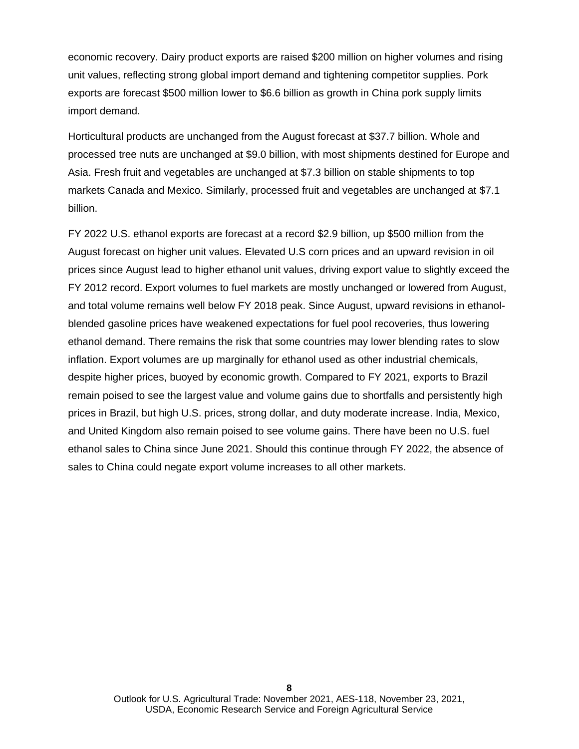economic recovery. Dairy product exports are raised $200 million on higher volumes and rising unit values, reflecting strong global import demand and tightening competitor supplies. Pork exports are forecast $500 million lower to $6.6 billion as growth in China pork supply limits import demand.

Horticultural products are unchanged from the August forecast at $37.7 billion. Whole and processed tree nuts are unchanged at $9.0 billion, with most shipments destined for Europe and Asia. Fresh fruit and vegetables are unchanged at $7.3 billion on stable shipments to top markets Canada and Mexico. Similarly, processed fruit and vegetables are unchanged at $7.1 billion.

FY 2022 U.S. ethanol exports are forecast at a record $2.9 billion, up $500 million from the August forecast on higher unit values. Elevated U.S corn prices and an upward revision in oil prices since August lead to higher ethanol unit values, driving export value to slightly exceed the FY 2012 record. Export volumes to fuel markets are mostly unchanged or lowered from August, and total volume remains well below FY 2018 peak. Since August, upward revisions in ethanol-blended gasoline prices have weakened expectations for fuel pool recoveries, thus lowering ethanol demand. There remains the risk that some countries may lower blending rates to slow inflation. Export volumes are up marginally for ethanol used as other industrial chemicals, despite higher prices, buoyed by economic growth. Compared to FY 2021, exports to Brazil remain poised to see the largest value and volume gains due to shortfalls and persistently high prices in Brazil, but high U.S. prices, strong dollar, and duty moderate increase. India, Mexico, and United Kingdom also remain poised to see volume gains. There have been no U.S. fuel ethanol sales to China since June 2021. Should this continue through FY 2022, the absence of sales to China could negate export volume increases to all other markets.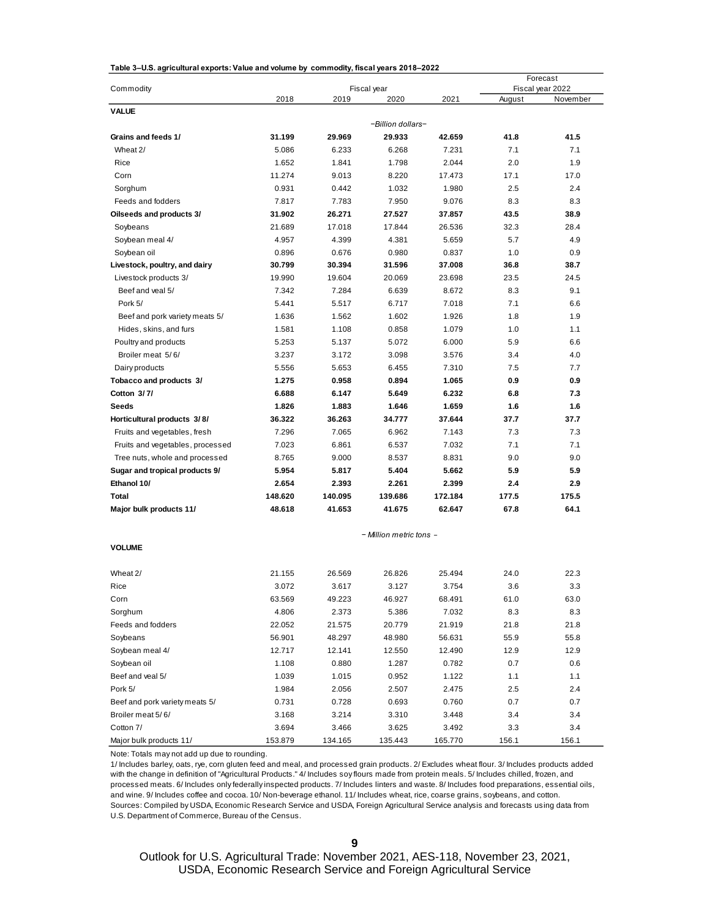**Table 3–U.S. agricultural exports: Value and volume by commodity, fiscal years 2018–2022**

| Commodity | Fiscal year | | | | Forecast Fiscal year 2022 | |
|---|---|---|---|---|---|---|
| | 2018 | 2019 | 2020 | 2021 | August | November |
| **VALUE** | | | | | | |
| | | | –Billion dollars– | | | |
| **Grains and feeds 1/** | **31.199** | **29.969** | **29.933** | **42.659** | **41.8** | **41.5** |
| Wheat 2/ | 5.086 | 6.233 | 6.268 | 7.231 | 7.1 | 7.1 |
| Rice | 1.652 | 1.841 | 1.798 | 2.044 | 2.0 | 1.9 |
| Corn | 11.274 | 9.013 | 8.220 | 17.473 | 17.1 | 17.0 |
| Sorghum | 0.931 | 0.442 | 1.032 | 1.980 | 2.5 | 2.4 |
| Feeds and fodders | 7.817 | 7.783 | 7.950 | 9.076 | 8.3 | 8.3 |
| **Oilseeds and products 3/** | **31.902** | **26.271** | **27.527** | **37.857** | **43.5** | **38.9** |
| Soybeans | 21.689 | 17.018 | 17.844 | 26.536 | 32.3 | 28.4 |
| Soybean meal 4/ | 4.957 | 4.399 | 4.381 | 5.659 | 5.7 | 4.9 |
| Soybean oil | 0.896 | 0.676 | 0.980 | 0.837 | 1.0 | 0.9 |
| **Livestock, poultry, and dairy** | **30.799** | **30.394** | **31.596** | **37.008** | **36.8** | **38.7** |
| Livestock products 3/ | 19.990 | 19.604 | 20.069 | 23.698 | 23.5 | 24.5 |
| Beef and veal 5/ | 7.342 | 7.284 | 6.639 | 8.672 | 8.3 | 9.1 |
| Pork 5/ | 5.441 | 5.517 | 6.717 | 7.018 | 7.1 | 6.6 |
| Beef and pork variety meats 5/ | 1.636 | 1.562 | 1.602 | 1.926 | 1.8 | 1.9 |
| Hides, skins, and furs | 1.581 | 1.108 | 0.858 | 1.079 | 1.0 | 1.1 |
| Poultry and products | 5.253 | 5.137 | 5.072 | 6.000 | 5.9 | 6.6 |
| Broiler meat 5/ 6/ | 3.237 | 3.172 | 3.098 | 3.576 | 3.4 | 4.0 |
| Dairy products | 5.556 | 5.653 | 6.455 | 7.310 | 7.5 | 7.7 |
| **Tobacco and products 3/** | **1.275** | **0.958** | **0.894** | **1.065** | **0.9** | **0.9** |
| **Cotton 3/ 7/** | **6.688** | **6.147** | **5.649** | **6.232** | **6.8** | **7.3** |
| **Seeds** | **1.826** | **1.883** | **1.646** | **1.659** | **1.6** | **1.6** |
| **Horticultural products 3/ 8/** | **36.322** | **36.263** | **34.777** | **37.644** | **37.7** | **37.7** |
| Fruits and vegetables, fresh | 7.296 | 7.065 | 6.962 | 7.143 | 7.3 | 7.3 |
| Fruits and vegetables, processed | 7.023 | 6.861 | 6.537 | 7.032 | 7.1 | 7.1 |
| Tree nuts, whole and processed | 8.765 | 9.000 | 8.537 | 8.831 | 9.0 | 9.0 |
| **Sugar and tropical products 9/** | **5.954** | **5.817** | **5.404** | **5.662** | **5.9** | **5.9** |
| **Ethanol 10/** | **2.654** | **2.393** | **2.261** | **2.399** | **2.4** | **2.9** |
| **Total** | **148.620** | **140.095** | **139.686** | **172.184** | **177.5** | **175.5** |
| **Major bulk products 11/** | **48.618** | **41.653** | **41.675** | **62.647** | **67.8** | **64.1** |
| | | | – Million metric tons – | | | |
| **VOLUME** | | | | | | |
| Wheat 2/ | 21.155 | 26.569 | 26.826 | 25.494 | 24.0 | 22.3 |
| Rice | 3.072 | 3.617 | 3.127 | 3.754 | 3.6 | 3.3 |
| Corn | 63.569 | 49.223 | 46.927 | 68.491 | 61.0 | 63.0 |
| Sorghum | 4.806 | 2.373 | 5.386 | 7.032 | 8.3 | 8.3 |
| Feeds and fodders | 22.052 | 21.575 | 20.779 | 21.919 | 21.8 | 21.8 |
| Soybeans | 56.901 | 48.297 | 48.980 | 56.631 | 55.9 | 55.8 |
| Soybean meal 4/ | 12.717 | 12.141 | 12.550 | 12.490 | 12.9 | 12.9 |
| Soybean oil | 1.108 | 0.880 | 1.287 | 0.782 | 0.7 | 0.6 |
| Beef and veal 5/ | 1.039 | 1.015 | 0.952 | 1.122 | 1.1 | 1.1 |
| Pork 5/ | 1.984 | 2.056 | 2.507 | 2.475 | 2.5 | 2.4 |
| Beef and pork variety meats 5/ | 0.731 | 0.728 | 0.693 | 0.760 | 0.7 | 0.7 |
| Broiler meat 5/ 6/ | 3.168 | 3.214 | 3.310 | 3.448 | 3.4 | 3.4 |
| Cotton 7/ | 3.694 | 3.466 | 3.625 | 3.492 | 3.3 | 3.4 |
| Major bulk products 11/ | 153.879 | 134.165 | 135.443 | 165.770 | 156.1 | 156.1 |

Note: Totals may not add up due to rounding.

1/ Includes barley, oats, rye, corn gluten feed and meal, and processed grain products. 2/ Excludes wheat flour. 3/ Includes products added with the change in definition of "Agricultural Products." 4/ Includes soy flours made from protein meals. 5/ Includes chilled, frozen, and processed meats. 6/ Includes only federally inspected products. 7/ Includes linters and waste. 8/ Includes food preparations, essential oils, and wine. 9/ Includes coffee and cocoa. 10/ Non-beverage ethanol. 11/ Includes wheat, rice, coarse grains, soybeans, and cotton.

Sources: Compiled by USDA, Economic Research Service and USDA, Foreign Agricultural Service analysis and forecasts using data from U.S. Department of Commerce, Bureau of the Census.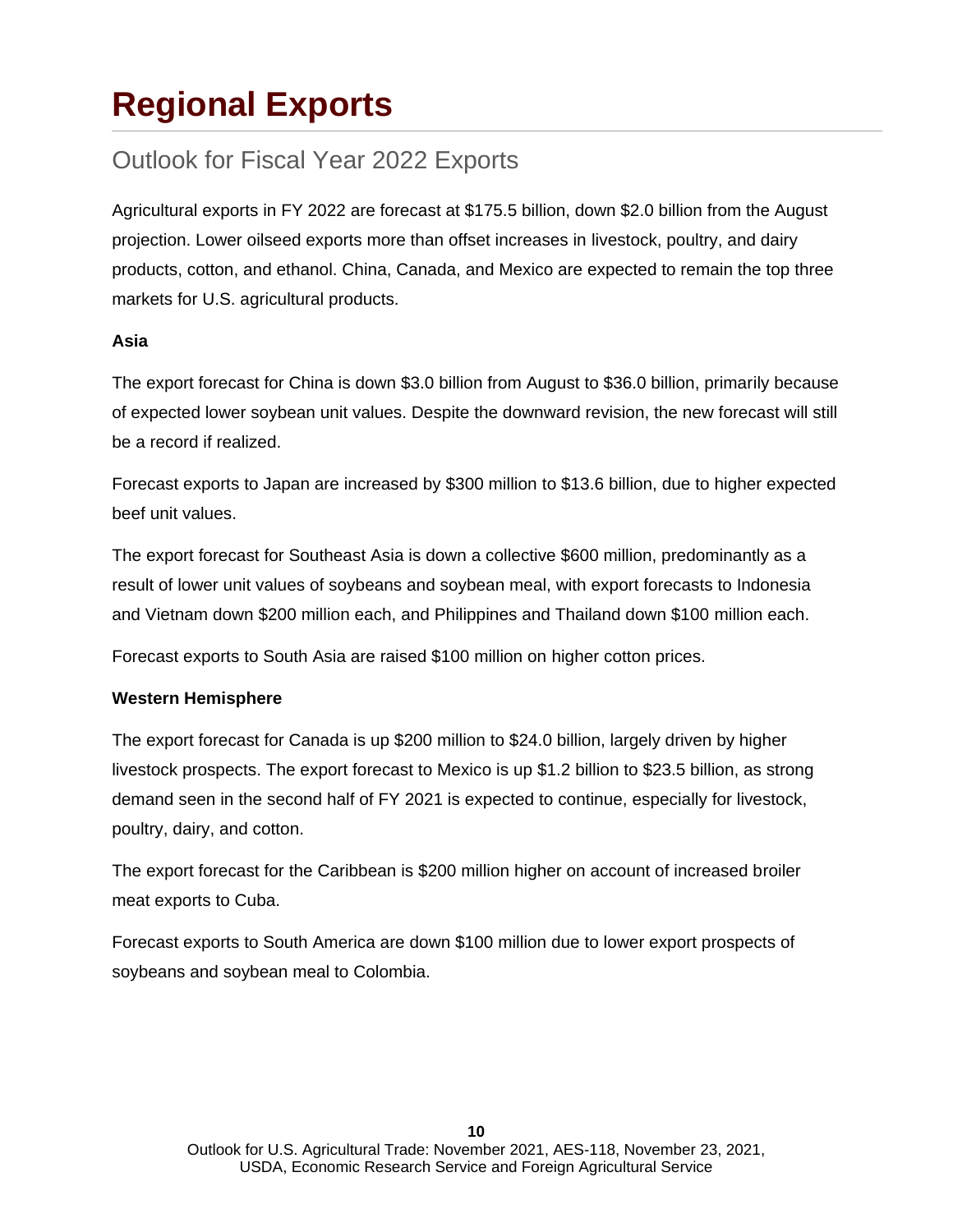# Regional Exports

## Outlook for Fiscal Year 2022 Exports

Agricultural exports in FY 2022 are forecast at $175.5 billion, down $2.0 billion from the August projection. Lower oilseed exports more than offset increases in livestock, poultry, and dairy products, cotton, and ethanol. China, Canada, and Mexico are expected to remain the top three markets for U.S. agricultural products.

**Asia**

The export forecast for China is down $3.0 billion from August to $36.0 billion, primarily because of expected lower soybean unit values. Despite the downward revision, the new forecast will still be a record if realized.

Forecast exports to Japan are increased by $300 million to $13.6 billion, due to higher expected beef unit values.

The export forecast for Southeast Asia is down a collective $600 million, predominantly as a result of lower unit values of soybeans and soybean meal, with export forecasts to Indonesia and Vietnam down $200 million each, and Philippines and Thailand down $100 million each.

Forecast exports to South Asia are raised $100 million on higher cotton prices.

**Western Hemisphere**

The export forecast for Canada is up $200 million to $24.0 billion, largely driven by higher livestock prospects. The export forecast to Mexico is up $1.2 billion to $23.5 billion, as strong demand seen in the second half of FY 2021 is expected to continue, especially for livestock, poultry, dairy, and cotton.

The export forecast for the Caribbean is $200 million higher on account of increased broiler meat exports to Cuba.

Forecast exports to South America are down $100 million due to lower export prospects of soybeans and soybean meal to Colombia.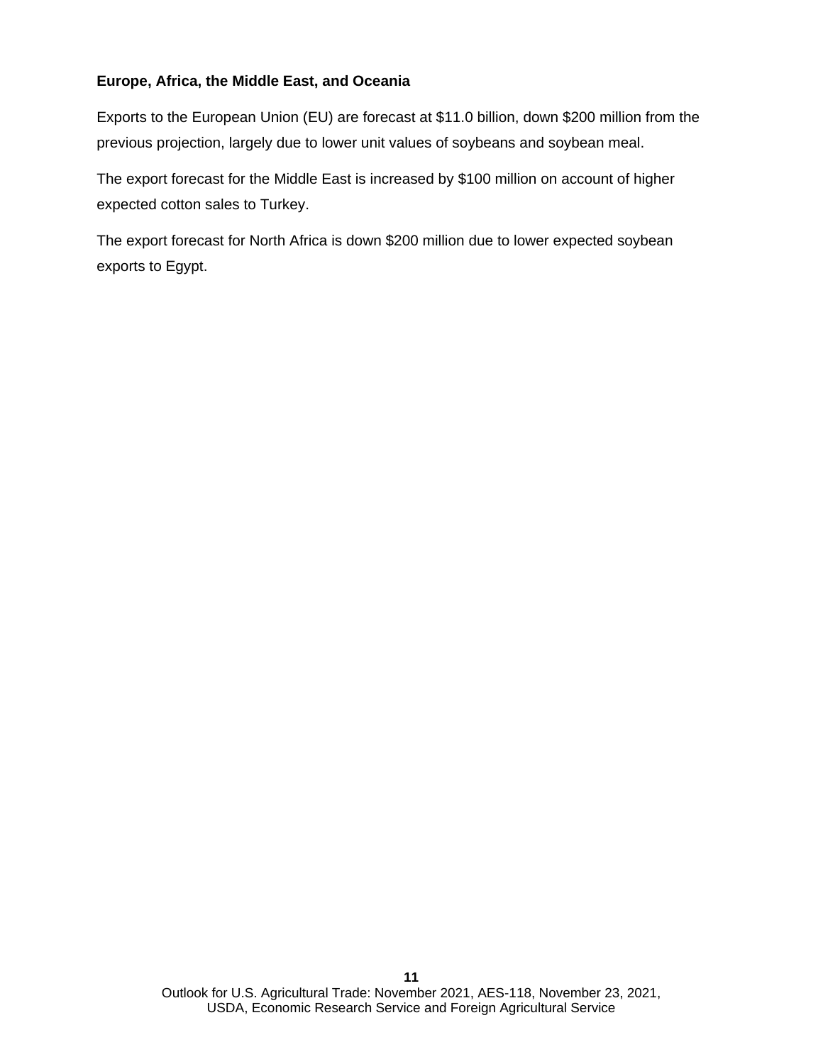### Europe, Africa, the Middle East, and Oceania

Exports to the European Union (EU) are forecast at $11.0 billion, down $200 million from the previous projection, largely due to lower unit values of soybeans and soybean meal.

The export forecast for the Middle East is increased by $100 million on account of higher expected cotton sales to Turkey.

The export forecast for North Africa is down $200 million due to lower expected soybean exports to Egypt.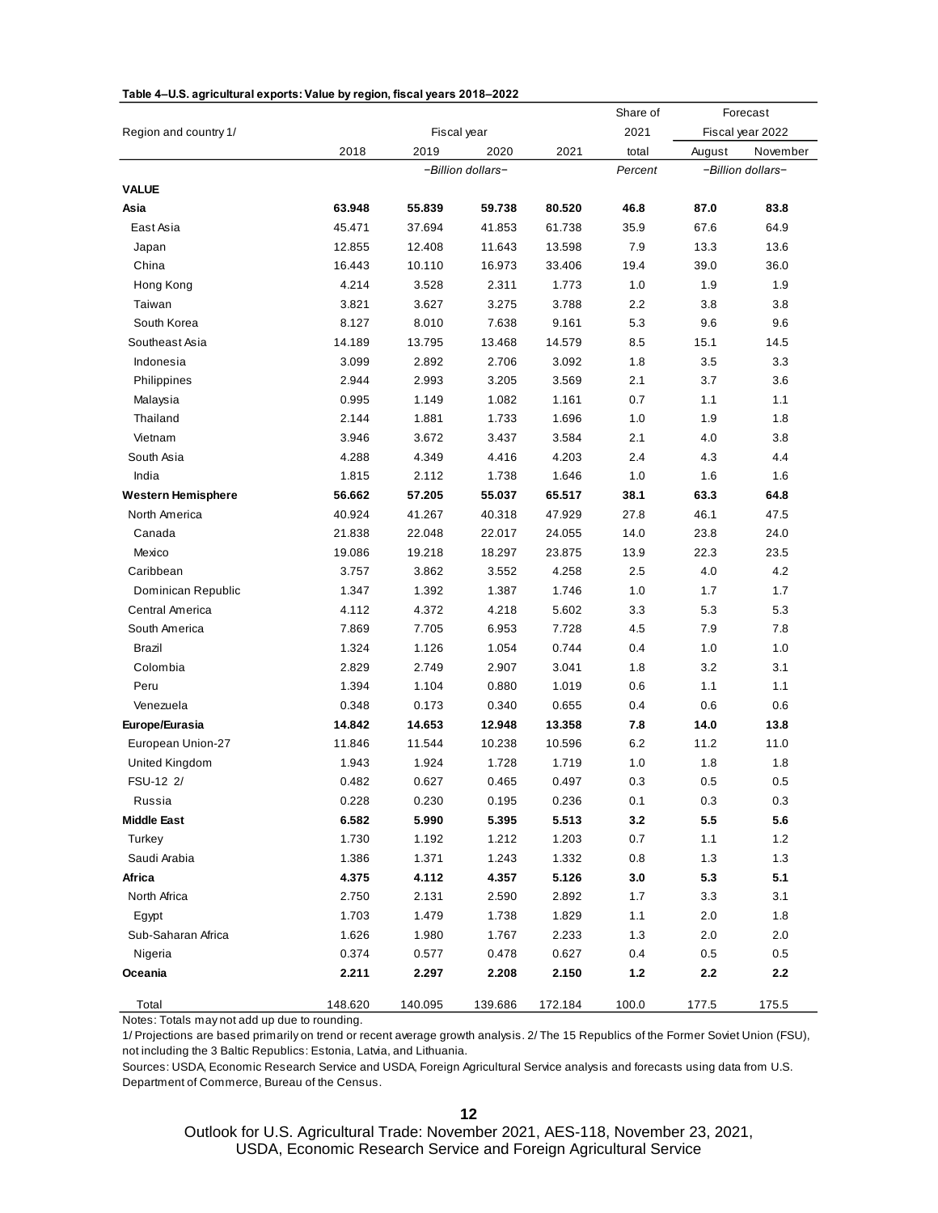**Table 4–U.S. agricultural exports: Value by region, fiscal years 2018–2022**

| Region and country 1/ | Fiscal year | | | | Share of 2021 total | Forecast Fiscal year 2022 | |
|---|---|---|---|---|---|---|---|
| | 2018 | 2019 | 2020 | 2021 | | August | November |
| | −Billion dollars− | | | | Percent | −Billion dollars− | |
| **VALUE** | | | | | | | |
| **Asia** | **63.948** | **55.839** | **59.738** | **80.520** | **46.8** | **87.0** | **83.8** |
| East Asia | 45.471 | 37.694 | 41.853 | 61.738 | 35.9 | 67.6 | 64.9 |
| Japan | 12.855 | 12.408 | 11.643 | 13.598 | 7.9 | 13.3 | 13.6 |
| China | 16.443 | 10.110 | 16.973 | 33.406 | 19.4 | 39.0 | 36.0 |
| Hong Kong | 4.214 | 3.528 | 2.311 | 1.773 | 1.0 | 1.9 | 1.9 |
| Taiwan | 3.821 | 3.627 | 3.275 | 3.788 | 2.2 | 3.8 | 3.8 |
| South Korea | 8.127 | 8.010 | 7.638 | 9.161 | 5.3 | 9.6 | 9.6 |
| Southeast Asia | 14.189 | 13.795 | 13.468 | 14.579 | 8.5 | 15.1 | 14.5 |
| Indonesia | 3.099 | 2.892 | 2.706 | 3.092 | 1.8 | 3.5 | 3.3 |
| Philippines | 2.944 | 2.993 | 3.205 | 3.569 | 2.1 | 3.7 | 3.6 |
| Malaysia | 0.995 | 1.149 | 1.082 | 1.161 | 0.7 | 1.1 | 1.1 |
| Thailand | 2.144 | 1.881 | 1.733 | 1.696 | 1.0 | 1.9 | 1.8 |
| Vietnam | 3.946 | 3.672 | 3.437 | 3.584 | 2.1 | 4.0 | 3.8 |
| South Asia | 4.288 | 4.349 | 4.416 | 4.203 | 2.4 | 4.3 | 4.4 |
| India | 1.815 | 2.112 | 1.738 | 1.646 | 1.0 | 1.6 | 1.6 |
| **Western Hemisphere** | **56.662** | **57.205** | **55.037** | **65.517** | **38.1** | **63.3** | **64.8** |
| North America | 40.924 | 41.267 | 40.318 | 47.929 | 27.8 | 46.1 | 47.5 |
| Canada | 21.838 | 22.048 | 22.017 | 24.055 | 14.0 | 23.8 | 24.0 |
| Mexico | 19.086 | 19.218 | 18.297 | 23.875 | 13.9 | 22.3 | 23.5 |
| Caribbean | 3.757 | 3.862 | 3.552 | 4.258 | 2.5 | 4.0 | 4.2 |
| Dominican Republic | 1.347 | 1.392 | 1.387 | 1.746 | 1.0 | 1.7 | 1.7 |
| Central America | 4.112 | 4.372 | 4.218 | 5.602 | 3.3 | 5.3 | 5.3 |
| South America | 7.869 | 7.705 | 6.953 | 7.728 | 4.5 | 7.9 | 7.8 |
| Brazil | 1.324 | 1.126 | 1.054 | 0.744 | 0.4 | 1.0 | 1.0 |
| Colombia | 2.829 | 2.749 | 2.907 | 3.041 | 1.8 | 3.2 | 3.1 |
| Peru | 1.394 | 1.104 | 0.880 | 1.019 | 0.6 | 1.1 | 1.1 |
| Venezuela | 0.348 | 0.173 | 0.340 | 0.655 | 0.4 | 0.6 | 0.6 |
| **Europe/Eurasia** | **14.842** | **14.653** | **12.948** | **13.358** | **7.8** | **14.0** | **13.8** |
| European Union-27 | 11.846 | 11.544 | 10.238 | 10.596 | 6.2 | 11.2 | 11.0 |
| United Kingdom | 1.943 | 1.924 | 1.728 | 1.719 | 1.0 | 1.8 | 1.8 |
| FSU-12 2/ | 0.482 | 0.627 | 0.465 | 0.497 | 0.3 | 0.5 | 0.5 |
| Russia | 0.228 | 0.230 | 0.195 | 0.236 | 0.1 | 0.3 | 0.3 |
| **Middle East** | **6.582** | **5.990** | **5.395** | **5.513** | **3.2** | **5.5** | **5.6** |
| Turkey | 1.730 | 1.192 | 1.212 | 1.203 | 0.7 | 1.1 | 1.2 |
| Saudi Arabia | 1.386 | 1.371 | 1.243 | 1.332 | 0.8 | 1.3 | 1.3 |
| **Africa** | **4.375** | **4.112** | **4.357** | **5.126** | **3.0** | **5.3** | **5.1** |
| North Africa | 2.750 | 2.131 | 2.590 | 2.892 | 1.7 | 3.3 | 3.1 |
| Egypt | 1.703 | 1.479 | 1.738 | 1.829 | 1.1 | 2.0 | 1.8 |
| Sub-Saharan Africa | 1.626 | 1.980 | 1.767 | 2.233 | 1.3 | 2.0 | 2.0 |
| Nigeria | 0.374 | 0.577 | 0.478 | 0.627 | 0.4 | 0.5 | 0.5 |
| **Oceania** | **2.211** | **2.297** | **2.208** | **2.150** | **1.2** | **2.2** | **2.2** |
| Total | 148.620 | 140.095 | 139.686 | 172.184 | 100.0 | 177.5 | 175.5 |

Notes: Totals may not add up due to rounding.

1/ Projections are based primarily on trend or recent average growth analysis. 2/ The 15 Republics of the Former Soviet Union (FSU), not including the 3 Baltic Republics: Estonia, Latvia, and Lithuania.

Sources: USDA, Economic Research Service and USDA, Foreign Agricultural Service analysis and forecasts using data from U.S. Department of Commerce, Bureau of the Census.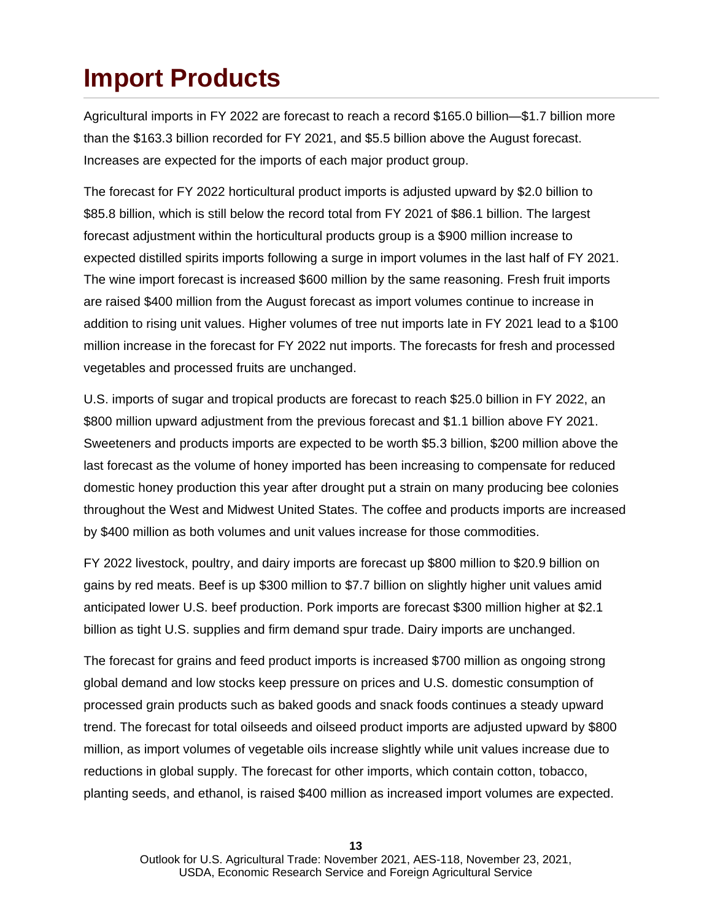# Import Products

Agricultural imports in FY 2022 are forecast to reach a record $165.0 billion—$1.7 billion more than the $163.3 billion recorded for FY 2021, and $5.5 billion above the August forecast. Increases are expected for the imports of each major product group.

The forecast for FY 2022 horticultural product imports is adjusted upward by $2.0 billion to $85.8 billion, which is still below the record total from FY 2021 of $86.1 billion. The largest forecast adjustment within the horticultural products group is a $900 million increase to expected distilled spirits imports following a surge in import volumes in the last half of FY 2021. The wine import forecast is increased $600 million by the same reasoning. Fresh fruit imports are raised $400 million from the August forecast as import volumes continue to increase in addition to rising unit values. Higher volumes of tree nut imports late in FY 2021 lead to a $100 million increase in the forecast for FY 2022 nut imports. The forecasts for fresh and processed vegetables and processed fruits are unchanged.

U.S. imports of sugar and tropical products are forecast to reach $25.0 billion in FY 2022, an $800 million upward adjustment from the previous forecast and $1.1 billion above FY 2021. Sweeteners and products imports are expected to be worth $5.3 billion, $200 million above the last forecast as the volume of honey imported has been increasing to compensate for reduced domestic honey production this year after drought put a strain on many producing bee colonies throughout the West and Midwest United States. The coffee and products imports are increased by $400 million as both volumes and unit values increase for those commodities.

FY 2022 livestock, poultry, and dairy imports are forecast up $800 million to $20.9 billion on gains by red meats. Beef is up $300 million to $7.7 billion on slightly higher unit values amid anticipated lower U.S. beef production. Pork imports are forecast $300 million higher at $2.1 billion as tight U.S. supplies and firm demand spur trade. Dairy imports are unchanged.

The forecast for grains and feed product imports is increased $700 million as ongoing strong global demand and low stocks keep pressure on prices and U.S. domestic consumption of processed grain products such as baked goods and snack foods continues a steady upward trend. The forecast for total oilseeds and oilseed product imports are adjusted upward by $800 million, as import volumes of vegetable oils increase slightly while unit values increase due to reductions in global supply. The forecast for other imports, which contain cotton, tobacco, planting seeds, and ethanol, is raised $400 million as increased import volumes are expected.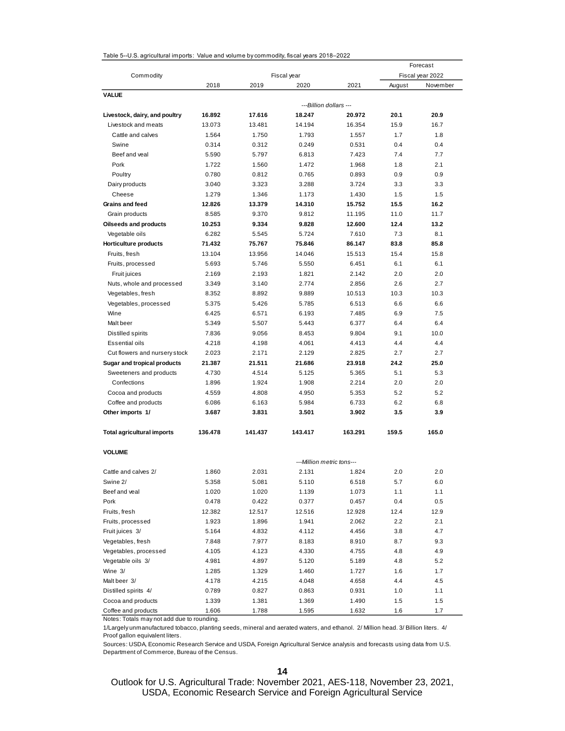Table 5--U.S. agricultural imports: Value and volume by commodity, fiscal years 2018–2022

| Commodity | Fiscal year | | | | Forecast Fiscal year 2022 | |
|---|---|---|---|---|---|---|
| | 2018 | 2019 | 2020 | 2021 | August | November |
| **VALUE** | | | | | | |
| | ---Billion dollars --- | | | | | |
| **Livestock, dairy, and poultry** | **16.892** | **17.616** | **18.247** | **20.972** | **20.1** | **20.9** |
| Livestock and meats | 13.073 | 13.481 | 14.194 | 16.354 | 15.9 | 16.7 |
| Cattle and calves | 1.564 | 1.750 | 1.793 | 1.557 | 1.7 | 1.8 |
| Swine | 0.314 | 0.312 | 0.249 | 0.531 | 0.4 | 0.4 |
| Beef and veal | 5.590 | 5.797 | 6.813 | 7.423 | 7.4 | 7.7 |
| Pork | 1.722 | 1.560 | 1.472 | 1.968 | 1.8 | 2.1 |
| Poultry | 0.780 | 0.812 | 0.765 | 0.893 | 0.9 | 0.9 |
| Dairy products | 3.040 | 3.323 | 3.288 | 3.724 | 3.3 | 3.3 |
| Cheese | 1.279 | 1.346 | 1.173 | 1.430 | 1.5 | 1.5 |
| **Grains and feed** | **12.826** | **13.379** | **14.310** | **15.752** | **15.5** | **16.2** |
| Grain products | 8.585 | 9.370 | 9.812 | 11.195 | 11.0 | 11.7 |
| **Oilseeds and products** | **10.253** | **9.334** | **9.828** | **12.600** | **12.4** | **13.2** |
| Vegetable oils | 6.282 | 5.545 | 5.724 | 7.610 | 7.3 | 8.1 |
| **Horticulture products** | **71.432** | **75.767** | **75.846** | **86.147** | **83.8** | **85.8** |
| Fruits, fresh | 13.104 | 13.956 | 14.046 | 15.513 | 15.4 | 15.8 |
| Fruits, processed | 5.693 | 5.746 | 5.550 | 6.451 | 6.1 | 6.1 |
| Fruit juices | 2.169 | 2.193 | 1.821 | 2.142 | 2.0 | 2.0 |
| Nuts, whole and processed | 3.349 | 3.140 | 2.774 | 2.856 | 2.6 | 2.7 |
| Vegetables, fresh | 8.352 | 8.892 | 9.889 | 10.513 | 10.3 | 10.3 |
| Vegetables, processed | 5.375 | 5.426 | 5.785 | 6.513 | 6.6 | 6.6 |
| Wine | 6.425 | 6.571 | 6.193 | 7.485 | 6.9 | 7.5 |
| Malt beer | 5.349 | 5.507 | 5.443 | 6.377 | 6.4 | 6.4 |
| Distilled spirits | 7.836 | 9.056 | 8.453 | 9.804 | 9.1 | 10.0 |
| Essential oils | 4.218 | 4.198 | 4.061 | 4.413 | 4.4 | 4.4 |
| Cut flowers and nursery stock | 2.023 | 2.171 | 2.129 | 2.825 | 2.7 | 2.7 |
| **Sugar and tropical products** | **21.387** | **21.511** | **21.686** | **23.918** | **24.2** | **25.0** |
| Sweeteners and products | 4.730 | 4.514 | 5.125 | 5.365 | 5.1 | 5.3 |
| Confections | 1.896 | 1.924 | 1.908 | 2.214 | 2.0 | 2.0 |
| Cocoa and products | 4.559 | 4.808 | 4.950 | 5.353 | 5.2 | 5.2 |
| Coffee and products | 6.086 | 6.163 | 5.984 | 6.733 | 6.2 | 6.8 |
| **Other imports 1/** | **3.687** | **3.831** | **3.501** | **3.902** | **3.5** | **3.9** |
| **Total agricultural imports** | **136.478** | **141.437** | **143.417** | **163.291** | **159.5** | **165.0** |
| **VOLUME** | | | | | | |
| | ---Million metric tons--- | | | | | |
| Cattle and calves 2/ | 1.860 | 2.031 | 2.131 | 1.824 | 2.0 | 2.0 |
| Swine 2/ | 5.358 | 5.081 | 5.110 | 6.518 | 5.7 | 6.0 |
| Beef and veal | 1.020 | 1.020 | 1.139 | 1.073 | 1.1 | 1.1 |
| Pork | 0.478 | 0.422 | 0.377 | 0.457 | 0.4 | 0.5 |
| Fruits, fresh | 12.382 | 12.517 | 12.516 | 12.928 | 12.4 | 12.9 |
| Fruits, processed | 1.923 | 1.896 | 1.941 | 2.062 | 2.2 | 2.1 |
| Fruit juices 3/ | 5.164 | 4.832 | 4.112 | 4.456 | 3.8 | 4.7 |
| Vegetables, fresh | 7.848 | 7.977 | 8.183 | 8.910 | 8.7 | 9.3 |
| Vegetables, processed | 4.105 | 4.123 | 4.330 | 4.755 | 4.8 | 4.9 |
| Vegetable oils 3/ | 4.981 | 4.897 | 5.120 | 5.189 | 4.8 | 5.2 |
| Wine 3/ | 1.285 | 1.329 | 1.460 | 1.727 | 1.6 | 1.7 |
| Malt beer 3/ | 4.178 | 4.215 | 4.048 | 4.658 | 4.4 | 4.5 |
| Distilled spirits 4/ | 0.789 | 0.827 | 0.863 | 0.931 | 1.0 | 1.1 |
| Cocoa and products | 1.339 | 1.381 | 1.369 | 1.490 | 1.5 | 1.5 |
| Coffee and products | 1.606 | 1.788 | 1.595 | 1.632 | 1.6 | 1.7 |

Notes: Totals may not add due to rounding.

1/Largely unmanufactured tobacco, planting seeds, mineral and aerated waters, and ethanol. 2/ Million head. 3/ Billion liters. 4/ Proof gallon equivalent liters.

Sources: USDA, Economic Research Service and USDA, Foreign Agricultural Service analysis and forecasts using data from U.S. Department of Commerce, Bureau of the Census.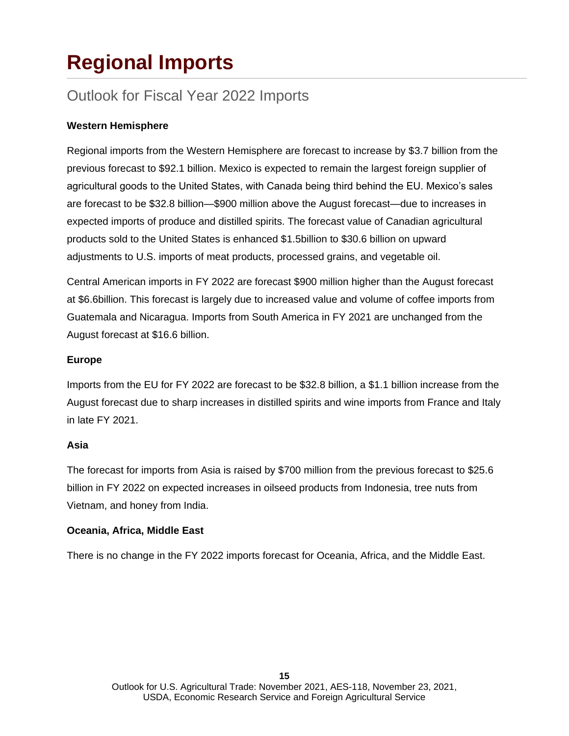# Regional Imports

## Outlook for Fiscal Year 2022 Imports

**Western Hemisphere**

Regional imports from the Western Hemisphere are forecast to increase by $3.7 billion from the previous forecast to $92.1 billion. Mexico is expected to remain the largest foreign supplier of agricultural goods to the United States, with Canada being third behind the EU. Mexico's sales are forecast to be $32.8 billion—$900 million above the August forecast—due to increases in expected imports of produce and distilled spirits. The forecast value of Canadian agricultural products sold to the United States is enhanced $1.5billion to $30.6 billion on upward adjustments to U.S. imports of meat products, processed grains, and vegetable oil.

Central American imports in FY 2022 are forecast $900 million higher than the August forecast at $6.6billion. This forecast is largely due to increased value and volume of coffee imports from Guatemala and Nicaragua. Imports from South America in FY 2021 are unchanged from the August forecast at $16.6 billion.

**Europe**

Imports from the EU for FY 2022 are forecast to be $32.8 billion, a $1.1 billion increase from the August forecast due to sharp increases in distilled spirits and wine imports from France and Italy in late FY 2021.

**Asia**

The forecast for imports from Asia is raised by $700 million from the previous forecast to $25.6 billion in FY 2022 on expected increases in oilseed products from Indonesia, tree nuts from Vietnam, and honey from India.

**Oceania, Africa, Middle East**

There is no change in the FY 2022 imports forecast for Oceania, Africa, and the Middle East.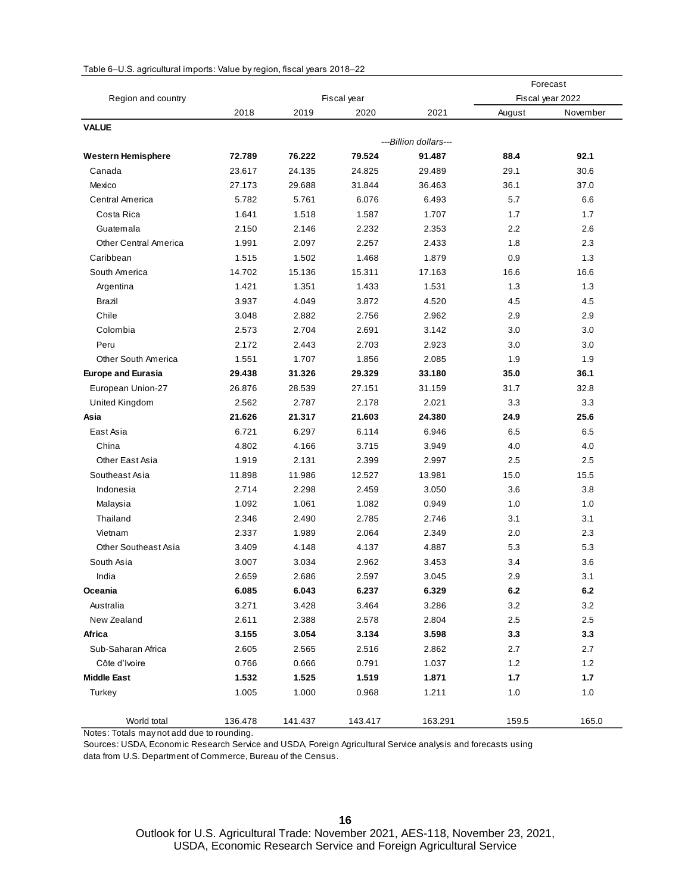Table 6–U.S. agricultural imports: Value by region, fiscal years 2018–22

| Region and country | Fiscal year | | | | Forecast Fiscal year 2022 | |
|---|---|---|---|---|---|---|
| | 2018 | 2019 | 2020 | 2021 | August | November |
| **VALUE** | | | | | | |
| | ---Billion dollars--- | | | | | |
| **Western Hemisphere** | **72.789** | **76.222** | **79.524** | **91.487** | **88.4** | **92.1** |
| Canada | 23.617 | 24.135 | 24.825 | 29.489 | 29.1 | 30.6 |
| Mexico | 27.173 | 29.688 | 31.844 | 36.463 | 36.1 | 37.0 |
| Central America | 5.782 | 5.761 | 6.076 | 6.493 | 5.7 | 6.6 |
| Costa Rica | 1.641 | 1.518 | 1.587 | 1.707 | 1.7 | 1.7 |
| Guatemala | 2.150 | 2.146 | 2.232 | 2.353 | 2.2 | 2.6 |
| Other Central America | 1.991 | 2.097 | 2.257 | 2.433 | 1.8 | 2.3 |
| Caribbean | 1.515 | 1.502 | 1.468 | 1.879 | 0.9 | 1.3 |
| South America | 14.702 | 15.136 | 15.311 | 17.163 | 16.6 | 16.6 |
| Argentina | 1.421 | 1.351 | 1.433 | 1.531 | 1.3 | 1.3 |
| Brazil | 3.937 | 4.049 | 3.872 | 4.520 | 4.5 | 4.5 |
| Chile | 3.048 | 2.882 | 2.756 | 2.962 | 2.9 | 2.9 |
| Colombia | 2.573 | 2.704 | 2.691 | 3.142 | 3.0 | 3.0 |
| Peru | 2.172 | 2.443 | 2.703 | 2.923 | 3.0 | 3.0 |
| Other South America | 1.551 | 1.707 | 1.856 | 2.085 | 1.9 | 1.9 |
| **Europe and Eurasia** | **29.438** | **31.326** | **29.329** | **33.180** | **35.0** | **36.1** |
| European Union-27 | 26.876 | 28.539 | 27.151 | 31.159 | 31.7 | 32.8 |
| United Kingdom | 2.562 | 2.787 | 2.178 | 2.021 | 3.3 | 3.3 |
| **Asia** | **21.626** | **21.317** | **21.603** | **24.380** | **24.9** | **25.6** |
| East Asia | 6.721 | 6.297 | 6.114 | 6.946 | 6.5 | 6.5 |
| China | 4.802 | 4.166 | 3.715 | 3.949 | 4.0 | 4.0 |
| Other East Asia | 1.919 | 2.131 | 2.399 | 2.997 | 2.5 | 2.5 |
| Southeast Asia | 11.898 | 11.986 | 12.527 | 13.981 | 15.0 | 15.5 |
| Indonesia | 2.714 | 2.298 | 2.459 | 3.050 | 3.6 | 3.8 |
| Malaysia | 1.092 | 1.061 | 1.082 | 0.949 | 1.0 | 1.0 |
| Thailand | 2.346 | 2.490 | 2.785 | 2.746 | 3.1 | 3.1 |
| Vietnam | 2.337 | 1.989 | 2.064 | 2.349 | 2.0 | 2.3 |
| Other Southeast Asia | 3.409 | 4.148 | 4.137 | 4.887 | 5.3 | 5.3 |
| South Asia | 3.007 | 3.034 | 2.962 | 3.453 | 3.4 | 3.6 |
| India | 2.659 | 2.686 | 2.597 | 3.045 | 2.9 | 3.1 |
| **Oceania** | **6.085** | **6.043** | **6.237** | **6.329** | **6.2** | **6.2** |
| Australia | 3.271 | 3.428 | 3.464 | 3.286 | 3.2 | 3.2 |
| New Zealand | 2.611 | 2.388 | 2.578 | 2.804 | 2.5 | 2.5 |
| **Africa** | **3.155** | **3.054** | **3.134** | **3.598** | **3.3** | **3.3** |
| Sub-Saharan Africa | 2.605 | 2.565 | 2.516 | 2.862 | 2.7 | 2.7 |
| Côte d'Ivoire | 0.766 | 0.666 | 0.791 | 1.037 | 1.2 | 1.2 |
| **Middle East** | **1.532** | **1.525** | **1.519** | **1.871** | **1.7** | **1.7** |
| Turkey | 1.005 | 1.000 | 0.968 | 1.211 | 1.0 | 1.0 |
| World total | 136.478 | 141.437 | 143.417 | 163.291 | 159.5 | 165.0 |

Notes: Totals may not add due to rounding.

Sources: USDA, Economic Research Service and USDA, Foreign Agricultural Service analysis and forecasts using data from U.S. Department of Commerce, Bureau of the Census.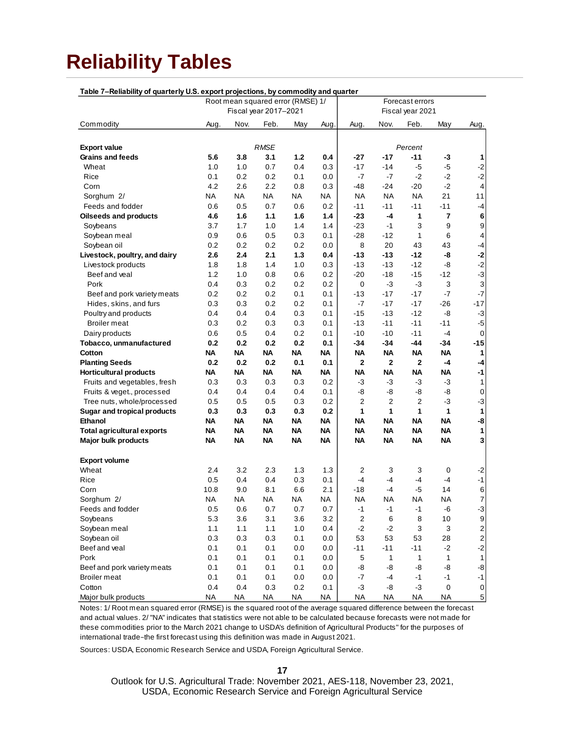# Reliability Tables

**Table 7–Reliability of quarterly U.S. export projections, by commodity and quarter**

| | Root mean squared error (RMSE) 1/ Fiscal year 2017–2021 | | | | | Forecast errors Fiscal year 2021 | | | | |
|---|---|---|---|---|---|---|---|---|---|---|
| Commodity | Aug. | Nov. | Feb. | May | Aug. | Aug. | Nov. | Feb. | May | Aug. |
| **Export value** | | | *RMSE* | | | | | *Percent* | | |
| **Grains and feeds** | **5.6** | **3.8** | **3.1** | **1.2** | **0.4** | **-27** | **-17** | **-11** | **-3** | **1** |
| Wheat | 1.0 | 1.0 | 0.7 | 0.4 | 0.3 | -17 | -14 | -5 | -5 | -2 |
| Rice | 0.1 | 0.2 | 0.2 | 0.1 | 0.0 | -7 | -7 | -2 | -2 | -2 |
| Corn | 4.2 | 2.6 | 2.2 | 0.8 | 0.3 | -48 | -24 | -20 | -2 | 4 |
| Sorghum 2/ | NA | NA | NA | NA | NA | NA | NA | NA | 21 | 11 |
| Feeds and fodder | 0.6 | 0.5 | 0.7 | 0.6 | 0.2 | -11 | -11 | -11 | -11 | -4 |
| **Oilseeds and products** | **4.6** | **1.6** | **1.1** | **1.6** | **1.4** | **-23** | **-4** | **1** | **7** | **6** |
| Soybeans | 3.7 | 1.7 | 1.0 | 1.4 | 1.4 | -23 | -1 | 3 | 9 | 9 |
| Soybean meal | 0.9 | 0.6 | 0.5 | 0.3 | 0.1 | -28 | -12 | 1 | 6 | 4 |
| Soybean oil | 0.2 | 0.2 | 0.2 | 0.2 | 0.0 | 8 | 20 | 43 | 43 | -4 |
| **Livestock, poultry, and dairy** | **2.6** | **2.4** | **2.1** | **1.3** | **0.4** | **-13** | **-13** | **-12** | **-8** | **-2** |
| Livestock products | 1.8 | 1.8 | 1.4 | 1.0 | 0.3 | -13 | -13 | -12 | -8 | -2 |
| Beef and veal | 1.2 | 1.0 | 0.8 | 0.6 | 0.2 | -20 | -18 | -15 | -12 | -3 |
| Pork | 0.4 | 0.3 | 0.2 | 0.2 | 0.2 | 0 | -3 | -3 | 3 | 3 |
| Beef and pork variety meats | 0.2 | 0.2 | 0.2 | 0.1 | 0.1 | -13 | -17 | -17 | -7 | -7 |
| Hides, skins, and furs | 0.3 | 0.3 | 0.2 | 0.2 | 0.1 | -7 | -17 | -17 | -26 | -17 |
| Poultry and products | 0.4 | 0.4 | 0.4 | 0.3 | 0.1 | -15 | -13 | -12 | -8 | -3 |
| Broiler meat | 0.3 | 0.2 | 0.3 | 0.3 | 0.1 | -13 | -11 | -11 | -11 | -5 |
| Dairy products | 0.6 | 0.5 | 0.4 | 0.2 | 0.1 | -10 | -10 | -11 | -4 | 0 |
| **Tobacco, unmanufactured** | **0.2** | **0.2** | **0.2** | **0.2** | **0.1** | **-34** | **-34** | **-44** | **-34** | **-15** |
| **Cotton** | **NA** | **NA** | **NA** | **NA** | **NA** | **NA** | **NA** | **NA** | **NA** | **1** |
| **Planting Seeds** | **0.2** | **0.2** | **0.2** | **0.1** | **0.1** | **2** | **2** | **2** | **-4** | **-4** |
| **Horticultural products** | **NA** | **NA** | **NA** | **NA** | **NA** | **NA** | **NA** | **NA** | **NA** | **-1** |
| Fruits and vegetables, fresh | 0.3 | 0.3 | 0.3 | 0.3 | 0.2 | -3 | -3 | -3 | -3 | 1 |
| Fruits & veget., processed | 0.4 | 0.4 | 0.4 | 0.4 | 0.1 | -8 | -8 | -8 | -8 | 0 |
| Tree nuts, whole/processed | 0.5 | 0.5 | 0.5 | 0.3 | 0.2 | 2 | 2 | 2 | -3 | -3 |
| **Sugar and tropical products** | **0.3** | **0.3** | **0.3** | **0.3** | **0.2** | **1** | **1** | **1** | **1** | **1** |
| **Ethanol** | **NA** | **NA** | **NA** | **NA** | **NA** | **NA** | **NA** | **NA** | **NA** | **-8** |
| **Total agricultural exports** | **NA** | **NA** | **NA** | **NA** | **NA** | **NA** | **NA** | **NA** | **NA** | **1** |
| **Major bulk products** | **NA** | **NA** | **NA** | **NA** | **NA** | **NA** | **NA** | **NA** | **NA** | **3** |
| **Export volume** | | | | | | | | | | |
| Wheat | 2.4 | 3.2 | 2.3 | 1.3 | 1.3 | 2 | 3 | 3 | 0 | -2 |
| Rice | 0.5 | 0.4 | 0.4 | 0.3 | 0.1 | -4 | -4 | -4 | -4 | -1 |
| Corn | 10.8 | 9.0 | 8.1 | 6.6 | 2.1 | -18 | -4 | -5 | 14 | 6 |
| Sorghum 2/ | NA | NA | NA | NA | NA | NA | NA | NA | NA | 7 |
| Feeds and fodder | 0.5 | 0.6 | 0.7 | 0.7 | 0.7 | -1 | -1 | -1 | -6 | -3 |
| Soybeans | 5.3 | 3.6 | 3.1 | 3.6 | 3.2 | 2 | 6 | 8 | 10 | 9 |
| Soybean meal | 1.1 | 1.1 | 1.1 | 1.0 | 0.4 | -2 | -2 | 3 | 3 | 2 |
| Soybean oil | 0.3 | 0.3 | 0.3 | 0.1 | 0.0 | 53 | 53 | 53 | 28 | 2 |
| Beef and veal | 0.1 | 0.1 | 0.1 | 0.0 | 0.0 | -11 | -11 | -11 | -2 | -2 |
| Pork | 0.1 | 0.1 | 0.1 | 0.1 | 0.0 | 5 | 1 | 1 | 1 | 1 |
| Beef and pork variety meats | 0.1 | 0.1 | 0.1 | 0.1 | 0.0 | -8 | -8 | -8 | -8 | -8 |
| Broiler meat | 0.1 | 0.1 | 0.1 | 0.0 | 0.0 | -7 | -4 | -1 | -1 | -1 |
| Cotton | 0.4 | 0.4 | 0.3 | 0.2 | 0.1 | -3 | -8 | -3 | 0 | 0 |
| Major bulk products | NA | NA | NA | NA | NA | NA | NA | NA | NA | 5 |

Notes: 1/ Root mean squared error (RMSE) is the squared root of the average squared difference between the forecast and actual values. 2/ "NA" indicates that statistics were not able to be calculated because forecasts were not made for these commodities prior to the March 2021 change to USDA's definition of Agricultural Products" for the purposes of international trade–the first forecast using this definition was made in August 2021.

Sources: USDA, Economic Research Service and USDA, Foreign Agricultural Service.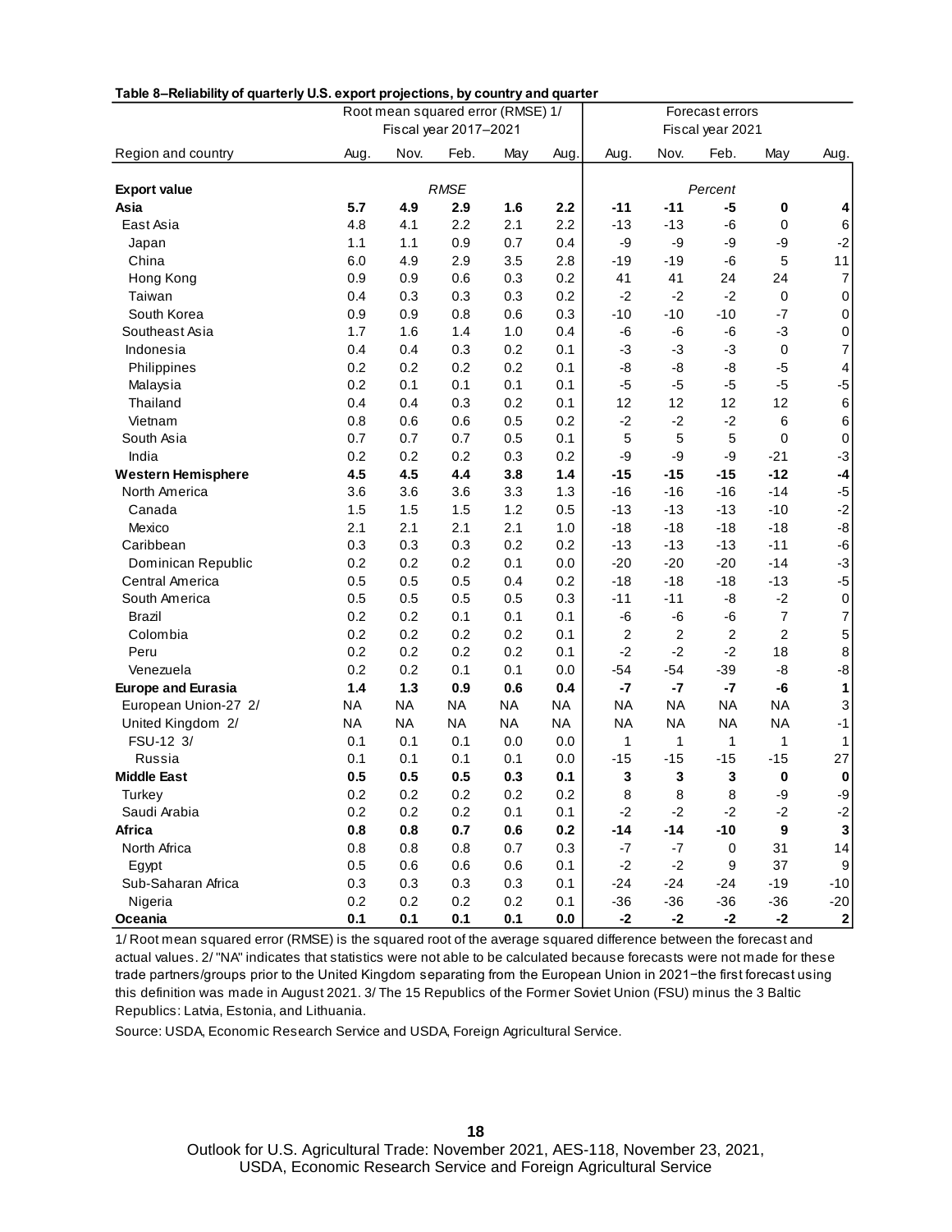**Table 8–Reliability of quarterly U.S. export projections, by country and quarter**

| Region and country | Root mean squared error (RMSE) 1/ Fiscal year 2017–2021 | | | | | Forecast errors Fiscal year 2021 | | | | |
|---|---|---|---|---|---|---|---|---|---|---|
| | Aug. | Nov. | Feb. | May | Aug. | Aug. | Nov. | Feb. | May | Aug. |
| **Export value** | | | *RMSE* | | | | | *Percent* | | |
| **Asia** | **5.7** | **4.9** | **2.9** | **1.6** | **2.2** | **-11** | **-11** | **-5** | **0** | **4** |
| East Asia | 4.8 | 4.1 | 2.2 | 2.1 | 2.2 | -13 | -13 | -6 | 0 | 6 |
| Japan | 1.1 | 1.1 | 0.9 | 0.7 | 0.4 | -9 | -9 | -9 | -9 | -2 |
| China | 6.0 | 4.9 | 2.9 | 3.5 | 2.8 | -19 | -19 | -6 | 5 | 11 |
| Hong Kong | 0.9 | 0.9 | 0.6 | 0.3 | 0.2 | 41 | 41 | 24 | 24 | 7 |
| Taiwan | 0.4 | 0.3 | 0.3 | 0.3 | 0.2 | -2 | -2 | -2 | 0 | 0 |
| South Korea | 0.9 | 0.9 | 0.8 | 0.6 | 0.3 | -10 | -10 | -10 | -7 | 0 |
| Southeast Asia | 1.7 | 1.6 | 1.4 | 1.0 | 0.4 | -6 | -6 | -6 | -3 | 0 |
| Indonesia | 0.4 | 0.4 | 0.3 | 0.2 | 0.1 | -3 | -3 | -3 | 0 | 7 |
| Philippines | 0.2 | 0.2 | 0.2 | 0.2 | 0.1 | -8 | -8 | -8 | -5 | 4 |
| Malaysia | 0.2 | 0.1 | 0.1 | 0.1 | 0.1 | -5 | -5 | -5 | -5 | -5 |
| Thailand | 0.4 | 0.4 | 0.3 | 0.2 | 0.1 | 12 | 12 | 12 | 12 | 6 |
| Vietnam | 0.8 | 0.6 | 0.6 | 0.5 | 0.2 | -2 | -2 | -2 | 6 | 6 |
| South Asia | 0.7 | 0.7 | 0.7 | 0.5 | 0.1 | 5 | 5 | 5 | 0 | 0 |
| India | 0.2 | 0.2 | 0.2 | 0.3 | 0.2 | -9 | -9 | -9 | -21 | -3 |
| **Western Hemisphere** | **4.5** | **4.5** | **4.4** | **3.8** | **1.4** | **-15** | **-15** | **-15** | **-12** | **-4** |
| North America | 3.6 | 3.6 | 3.6 | 3.3 | 1.3 | -16 | -16 | -16 | -14 | -5 |
| Canada | 1.5 | 1.5 | 1.5 | 1.2 | 0.5 | -13 | -13 | -13 | -10 | -2 |
| Mexico | 2.1 | 2.1 | 2.1 | 2.1 | 1.0 | -18 | -18 | -18 | -18 | -8 |
| Caribbean | 0.3 | 0.3 | 0.3 | 0.2 | 0.2 | -13 | -13 | -13 | -11 | -6 |
| Dominican Republic | 0.2 | 0.2 | 0.2 | 0.1 | 0.0 | -20 | -20 | -20 | -14 | -3 |
| Central America | 0.5 | 0.5 | 0.5 | 0.4 | 0.2 | -18 | -18 | -18 | -13 | -5 |
| South America | 0.5 | 0.5 | 0.5 | 0.5 | 0.3 | -11 | -11 | -8 | -2 | 0 |
| Brazil | 0.2 | 0.2 | 0.1 | 0.1 | 0.1 | -6 | -6 | -6 | 7 | 7 |
| Colombia | 0.2 | 0.2 | 0.2 | 0.2 | 0.1 | 2 | 2 | 2 | 2 | 5 |
| Peru | 0.2 | 0.2 | 0.2 | 0.2 | 0.1 | -2 | -2 | -2 | 18 | 8 |
| Venezuela | 0.2 | 0.2 | 0.1 | 0.1 | 0.0 | -54 | -54 | -39 | -8 | -8 |
| **Europe and Eurasia** | **1.4** | **1.3** | **0.9** | **0.6** | **0.4** | **-7** | **-7** | **-7** | **-6** | **1** |
| European Union-27 2/ | NA | NA | NA | NA | NA | NA | NA | NA | NA | 3 |
| United Kingdom 2/ | NA | NA | NA | NA | NA | NA | NA | NA | NA | -1 |
| FSU-12 3/ | 0.1 | 0.1 | 0.1 | 0.0 | 0.0 | 1 | 1 | 1 | 1 | 1 |
| Russia | 0.1 | 0.1 | 0.1 | 0.1 | 0.0 | -15 | -15 | -15 | -15 | 27 |
| **Middle East** | **0.5** | **0.5** | **0.5** | **0.3** | **0.1** | **3** | **3** | **3** | **0** | **0** |
| Turkey | 0.2 | 0.2 | 0.2 | 0.2 | 0.2 | 8 | 8 | 8 | -9 | -9 |
| Saudi Arabia | 0.2 | 0.2 | 0.2 | 0.1 | 0.1 | -2 | -2 | -2 | -2 | -2 |
| **Africa** | **0.8** | **0.8** | **0.7** | **0.6** | **0.2** | **-14** | **-14** | **-10** | **9** | **3** |
| North Africa | 0.8 | 0.8 | 0.8 | 0.7 | 0.3 | -7 | -7 | 0 | 31 | 14 |
| Egypt | 0.5 | 0.6 | 0.6 | 0.6 | 0.1 | -2 | -2 | 9 | 37 | 9 |
| Sub-Saharan Africa | 0.3 | 0.3 | 0.3 | 0.3 | 0.1 | -24 | -24 | -24 | -19 | -10 |
| Nigeria | 0.2 | 0.2 | 0.2 | 0.2 | 0.1 | -36 | -36 | -36 | -36 | -20 |
| **Oceania** | **0.1** | **0.1** | **0.1** | **0.1** | **0.0** | **-2** | **-2** | **-2** | **-2** | **2** |

1/ Root mean squared error (RMSE) is the squared root of the average squared difference between the forecast and actual values. 2/ "NA" indicates that statistics were not able to be calculated because forecasts were not made for these trade partners/groups prior to the United Kingdom separating from the European Union in 2021−the first forecast using this definition was made in August 2021. 3/ The 15 Republics of the Former Soviet Union (FSU) minus the 3 Baltic Republics: Latvia, Estonia, and Lithuania.

Source: USDA, Economic Research Service and USDA, Foreign Agricultural Service.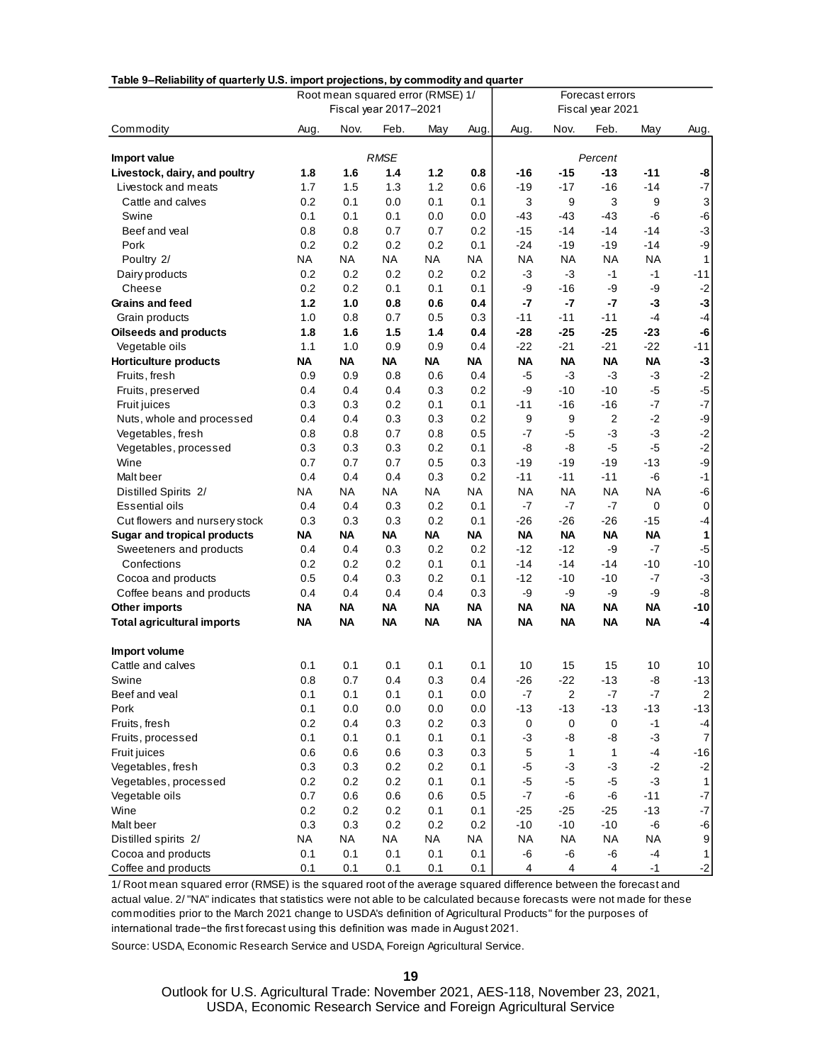**Table 9–Reliability of quarterly U.S. import projections, by commodity and quarter**

| Commodity | Root mean squared error (RMSE) 1/ Fiscal year 2017–2021 | | | | | Forecast errors Fiscal year 2021 | | | | |
|---|---|---|---|---|---|---|---|---|---|---|
| | Aug. | Nov. | Feb. | May | Aug. | Aug. | Nov. | Feb. | May | Aug. |
| **Import value** | | | *RMSE* | | | | | *Percent* | | |
| **Livestock, dairy, and poultry** | **1.8** | **1.6** | **1.4** | **1.2** | **0.8** | **-16** | **-15** | **-13** | **-11** | **-8** |
| Livestock and meats | 1.7 | 1.5 | 1.3 | 1.2 | 0.6 | -19 | -17 | -16 | -14 | -7 |
| Cattle and calves | 0.2 | 0.1 | 0.0 | 0.1 | 0.1 | 3 | 9 | 3 | 9 | 3 |
| Swine | 0.1 | 0.1 | 0.1 | 0.0 | 0.0 | -43 | -43 | -43 | -6 | -6 |
| Beef and veal | 0.8 | 0.8 | 0.7 | 0.7 | 0.2 | -15 | -14 | -14 | -14 | -3 |
| Pork | 0.2 | 0.2 | 0.2 | 0.2 | 0.1 | -24 | -19 | -19 | -14 | -9 |
| Poultry 2/ | NA | NA | NA | NA | NA | NA | NA | NA | NA | 1 |
| Dairy products | 0.2 | 0.2 | 0.2 | 0.2 | 0.2 | -3 | -3 | -1 | -1 | -11 |
| Cheese | 0.2 | 0.2 | 0.1 | 0.1 | 0.1 | -9 | -16 | -9 | -9 | -2 |
| **Grains and feed** | **1.2** | **1.0** | **0.8** | **0.6** | **0.4** | **-7** | **-7** | **-7** | **-3** | **-3** |
| Grain products | 1.0 | 0.8 | 0.7 | 0.5 | 0.3 | -11 | -11 | -11 | -4 | -4 |
| **Oilseeds and products** | **1.8** | **1.6** | **1.5** | **1.4** | **0.4** | **-28** | **-25** | **-25** | **-23** | **-6** |
| Vegetable oils | 1.1 | 1.0 | 0.9 | 0.9 | 0.4 | -22 | -21 | -21 | -22 | -11 |
| **Horticulture products** | **NA** | **NA** | **NA** | **NA** | **NA** | **NA** | **NA** | **NA** | **NA** | **-3** |
| Fruits, fresh | 0.9 | 0.9 | 0.8 | 0.6 | 0.4 | -5 | -3 | -3 | -3 | -2 |
| Fruits, preserved | 0.4 | 0.4 | 0.4 | 0.3 | 0.2 | -9 | -10 | -10 | -5 | -5 |
| Fruit juices | 0.3 | 0.3 | 0.2 | 0.1 | 0.1 | -11 | -16 | -16 | -7 | -7 |
| Nuts, whole and processed | 0.4 | 0.4 | 0.3 | 0.3 | 0.2 | 9 | 9 | 2 | -2 | -9 |
| Vegetables, fresh | 0.8 | 0.8 | 0.7 | 0.8 | 0.5 | -7 | -5 | -3 | -3 | -2 |
| Vegetables, processed | 0.3 | 0.3 | 0.3 | 0.2 | 0.1 | -8 | -8 | -5 | -5 | -2 |
| Wine | 0.7 | 0.7 | 0.7 | 0.5 | 0.3 | -19 | -19 | -19 | -13 | -9 |
| Malt beer | 0.4 | 0.4 | 0.4 | 0.3 | 0.2 | -11 | -11 | -11 | -6 | -1 |
| Distilled Spirits 2/ | NA | NA | NA | NA | NA | NA | NA | NA | NA | -6 |
| Essential oils | 0.4 | 0.4 | 0.3 | 0.2 | 0.1 | -7 | -7 | -7 | 0 | 0 |
| Cut flowers and nursery stock | 0.3 | 0.3 | 0.3 | 0.2 | 0.1 | -26 | -26 | -26 | -15 | -4 |
| **Sugar and tropical products** | **NA** | **NA** | **NA** | **NA** | **NA** | **NA** | **NA** | **NA** | **NA** | **1** |
| Sweeteners and products | 0.4 | 0.4 | 0.3 | 0.2 | 0.2 | -12 | -12 | -9 | -7 | -5 |
| Confections | 0.2 | 0.2 | 0.2 | 0.1 | 0.1 | -14 | -14 | -14 | -10 | -10 |
| Cocoa and products | 0.5 | 0.4 | 0.3 | 0.2 | 0.1 | -12 | -10 | -10 | -7 | -3 |
| Coffee beans and products | 0.4 | 0.4 | 0.4 | 0.4 | 0.3 | -9 | -9 | -9 | -9 | -8 |
| **Other imports** | **NA** | **NA** | **NA** | **NA** | **NA** | **NA** | **NA** | **NA** | **NA** | **-10** |
| **Total agricultural imports** | **NA** | **NA** | **NA** | **NA** | **NA** | **NA** | **NA** | **NA** | **NA** | **-4** |
| **Import volume** | | | | | | | | | | |
| Cattle and calves | 0.1 | 0.1 | 0.1 | 0.1 | 0.1 | 10 | 15 | 15 | 10 | 10 |
| Swine | 0.8 | 0.7 | 0.4 | 0.3 | 0.4 | -26 | -22 | -13 | -8 | -13 |
| Beef and veal | 0.1 | 0.1 | 0.1 | 0.1 | 0.0 | -7 | 2 | -7 | -7 | 2 |
| Pork | 0.1 | 0.0 | 0.0 | 0.0 | 0.0 | -13 | -13 | -13 | -13 | -13 |
| Fruits, fresh | 0.2 | 0.4 | 0.3 | 0.2 | 0.3 | 0 | 0 | 0 | -1 | -4 |
| Fruits, processed | 0.1 | 0.1 | 0.1 | 0.1 | 0.1 | -3 | -8 | -8 | -3 | 7 |
| Fruit juices | 0.6 | 0.6 | 0.6 | 0.3 | 0.3 | 5 | 1 | 1 | -4 | -16 |
| Vegetables, fresh | 0.3 | 0.3 | 0.2 | 0.2 | 0.1 | -5 | -3 | -3 | -2 | -2 |
| Vegetables, processed | 0.2 | 0.2 | 0.2 | 0.1 | 0.1 | -5 | -5 | -5 | -3 | 1 |
| Vegetable oils | 0.7 | 0.6 | 0.6 | 0.6 | 0.5 | -7 | -6 | -6 | -11 | -7 |
| Wine | 0.2 | 0.2 | 0.2 | 0.1 | 0.1 | -25 | -25 | -25 | -13 | -7 |
| Malt beer | 0.3 | 0.3 | 0.2 | 0.2 | 0.2 | -10 | -10 | -10 | -6 | -6 |
| Distilled spirits 2/ | NA | NA | NA | NA | NA | NA | NA | NA | NA | 9 |
| Cocoa and products | 0.1 | 0.1 | 0.1 | 0.1 | 0.1 | -6 | -6 | -6 | -4 | 1 |
| Coffee and products | 0.1 | 0.1 | 0.1 | 0.1 | 0.1 | 4 | 4 | 4 | -1 | -2 |

1/ Root mean squared error (RMSE) is the squared root of the average squared difference between the forecast and actual value. 2/ "NA" indicates that statistics were not able to be calculated because forecasts were not made for these commodities prior to the March 2021 change to USDA's definition of Agricultural Products" for the purposes of international trade−the first forecast using this definition was made in August 2021.

Source: USDA, Economic Research Service and USDA, Foreign Agricultural Service.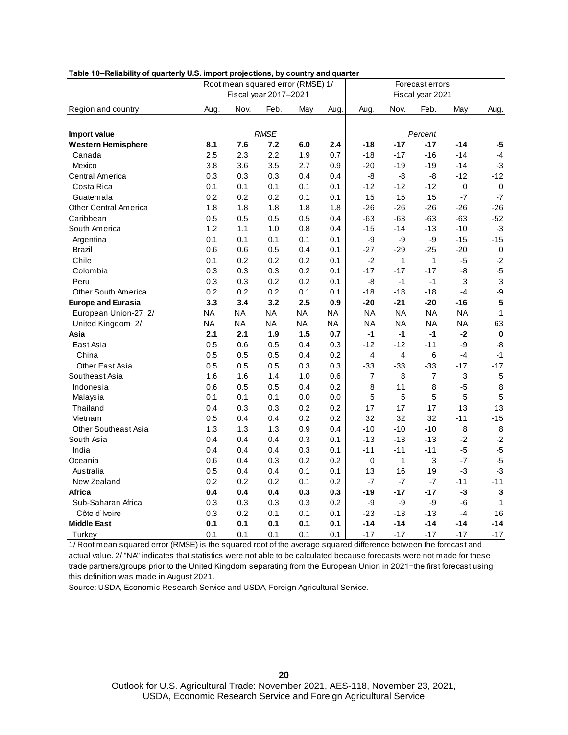**Table 10–Reliability of quarterly U.S. import projections, by country and quarter**

| Region and country | Root mean squared error (RMSE) 1/ Fiscal year 2017–2021 | | | | | Forecast errors Fiscal year 2021 | | | | |
|---|---|---|---|---|---|---|---|---|---|---|
| | Aug. | Nov. | Feb. | May | Aug. | Aug. | Nov. | Feb. | May | Aug. |
| **Import value** | | | *RMSE* | | | | | *Percent* | | |
| **Western Hemisphere** | **8.1** | **7.6** | **7.2** | **6.0** | **2.4** | **-18** | **-17** | **-17** | **-14** | **-5** |
| Canada | 2.5 | 2.3 | 2.2 | 1.9 | 0.7 | -18 | -17 | -16 | -14 | -4 |
| Mexico | 3.8 | 3.6 | 3.5 | 2.7 | 0.9 | -20 | -19 | -19 | -14 | -3 |
| Central America | 0.3 | 0.3 | 0.3 | 0.4 | 0.4 | -8 | -8 | -8 | -12 | -12 |
| Costa Rica | 0.1 | 0.1 | 0.1 | 0.1 | 0.1 | -12 | -12 | -12 | 0 | 0 |
| Guatemala | 0.2 | 0.2 | 0.2 | 0.1 | 0.1 | 15 | 15 | 15 | -7 | -7 |
| Other Central America | 1.8 | 1.8 | 1.8 | 1.8 | 1.8 | -26 | -26 | -26 | -26 | -26 |
| Caribbean | 0.5 | 0.5 | 0.5 | 0.5 | 0.4 | -63 | -63 | -63 | -63 | -52 |
| South America | 1.2 | 1.1 | 1.0 | 0.8 | 0.4 | -15 | -14 | -13 | -10 | -3 |
| Argentina | 0.1 | 0.1 | 0.1 | 0.1 | 0.1 | -9 | -9 | -9 | -15 | -15 |
| Brazil | 0.6 | 0.6 | 0.5 | 0.4 | 0.1 | -27 | -29 | -25 | -20 | 0 |
| Chile | 0.1 | 0.2 | 0.2 | 0.2 | 0.1 | -2 | 1 | 1 | -5 | -2 |
| Colombia | 0.3 | 0.3 | 0.3 | 0.2 | 0.1 | -17 | -17 | -17 | -8 | -5 |
| Peru | 0.3 | 0.3 | 0.2 | 0.2 | 0.1 | -8 | -1 | -1 | 3 | 3 |
| Other South America | 0.2 | 0.2 | 0.2 | 0.1 | 0.1 | -18 | -18 | -18 | -4 | -9 |
| **Europe and Eurasia** | **3.3** | **3.4** | **3.2** | **2.5** | **0.9** | **-20** | **-21** | **-20** | **-16** | **5** |
| European Union-27 2/ | NA | NA | NA | NA | NA | NA | NA | NA | NA | 1 |
| United Kingdom 2/ | NA | NA | NA | NA | NA | NA | NA | NA | NA | 63 |
| **Asia** | **2.1** | **2.1** | **1.9** | **1.5** | **0.7** | **-1** | **-1** | **-1** | **-2** | **0** |
| East Asia | 0.5 | 0.6 | 0.5 | 0.4 | 0.3 | -12 | -12 | -11 | -9 | -8 |
| China | 0.5 | 0.5 | 0.5 | 0.4 | 0.2 | 4 | 4 | 6 | -4 | -1 |
| Other East Asia | 0.5 | 0.5 | 0.5 | 0.3 | 0.3 | -33 | -33 | -33 | -17 | -17 |
| Southeast Asia | 1.6 | 1.6 | 1.4 | 1.0 | 0.6 | 7 | 8 | 7 | 3 | 5 |
| Indonesia | 0.6 | 0.5 | 0.5 | 0.4 | 0.2 | 8 | 11 | 8 | -5 | 8 |
| Malaysia | 0.1 | 0.1 | 0.1 | 0.0 | 0.0 | 5 | 5 | 5 | 5 | 5 |
| Thailand | 0.4 | 0.3 | 0.3 | 0.2 | 0.2 | 17 | 17 | 17 | 13 | 13 |
| Vietnam | 0.5 | 0.4 | 0.4 | 0.2 | 0.2 | 32 | 32 | 32 | -11 | -15 |
| Other Southeast Asia | 1.3 | 1.3 | 1.3 | 0.9 | 0.4 | -10 | -10 | -10 | 8 | 8 |
| South Asia | 0.4 | 0.4 | 0.4 | 0.3 | 0.1 | -13 | -13 | -13 | -2 | -2 |
| India | 0.4 | 0.4 | 0.4 | 0.3 | 0.1 | -11 | -11 | -11 | -5 | -5 |
| Oceania | 0.6 | 0.4 | 0.3 | 0.2 | 0.2 | 0 | 1 | 3 | -7 | -5 |
| Australia | 0.5 | 0.4 | 0.4 | 0.1 | 0.1 | 13 | 16 | 19 | -3 | -3 |
| New Zealand | 0.2 | 0.2 | 0.2 | 0.1 | 0.2 | -7 | -7 | -7 | -11 | -11 |
| **Africa** | **0.4** | **0.4** | **0.4** | **0.3** | **0.3** | **-19** | **-17** | **-17** | **-3** | **3** |
| Sub-Saharan Africa | 0.3 | 0.3 | 0.3 | 0.3 | 0.2 | -9 | -9 | -9 | -6 | 1 |
| Côte d'Ivoire | 0.3 | 0.2 | 0.1 | 0.1 | 0.1 | -23 | -13 | -13 | -4 | 16 |
| **Middle East** | **0.1** | **0.1** | **0.1** | **0.1** | **0.1** | **-14** | **-14** | **-14** | **-14** | **-14** |
| Turkey | 0.1 | 0.1 | 0.1 | 0.1 | 0.1 | -17 | -17 | -17 | -17 | -17 |

1/ Root mean squared error (RMSE) is the squared root of the average squared difference between the forecast and actual value. 2/ "NA" indicates that statistics were not able to be calculated because forecasts were not made for these trade partners/groups prior to the United Kingdom separating from the European Union in 2021−the first forecast using this definition was made in August 2021.

Source: USDA, Economic Research Service and USDA, Foreign Agricultural Service.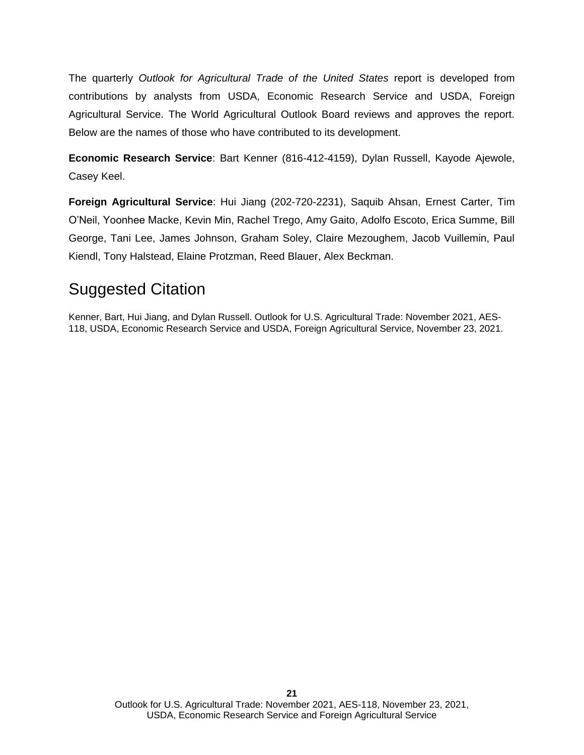The quarterly *Outlook for Agricultural Trade of the United States* report is developed from contributions by analysts from USDA, Economic Research Service and USDA, Foreign Agricultural Service. The World Agricultural Outlook Board reviews and approves the report. Below are the names of those who have contributed to its development.

**Economic Research Service**: Bart Kenner (816-412-4159), Dylan Russell, Kayode Ajewole, Casey Keel.

**Foreign Agricultural Service**: Hui Jiang (202-720-2231), Saquib Ahsan, Ernest Carter, Tim O'Neil, Yoonhee Macke, Kevin Min, Rachel Trego, Amy Gaito, Adolfo Escoto, Erica Summe, Bill George, Tani Lee, James Johnson, Graham Soley, Claire Mezoughem, Jacob Vuillemin, Paul Kiendl, Tony Halstead, Elaine Protzman, Reed Blauer, Alex Beckman.

## Suggested Citation

Kenner, Bart, Hui Jiang, and Dylan Russell. Outlook for U.S. Agricultural Trade: November 2021, AES-118, USDA, Economic Research Service and USDA, Foreign Agricultural Service, November 23, 2021.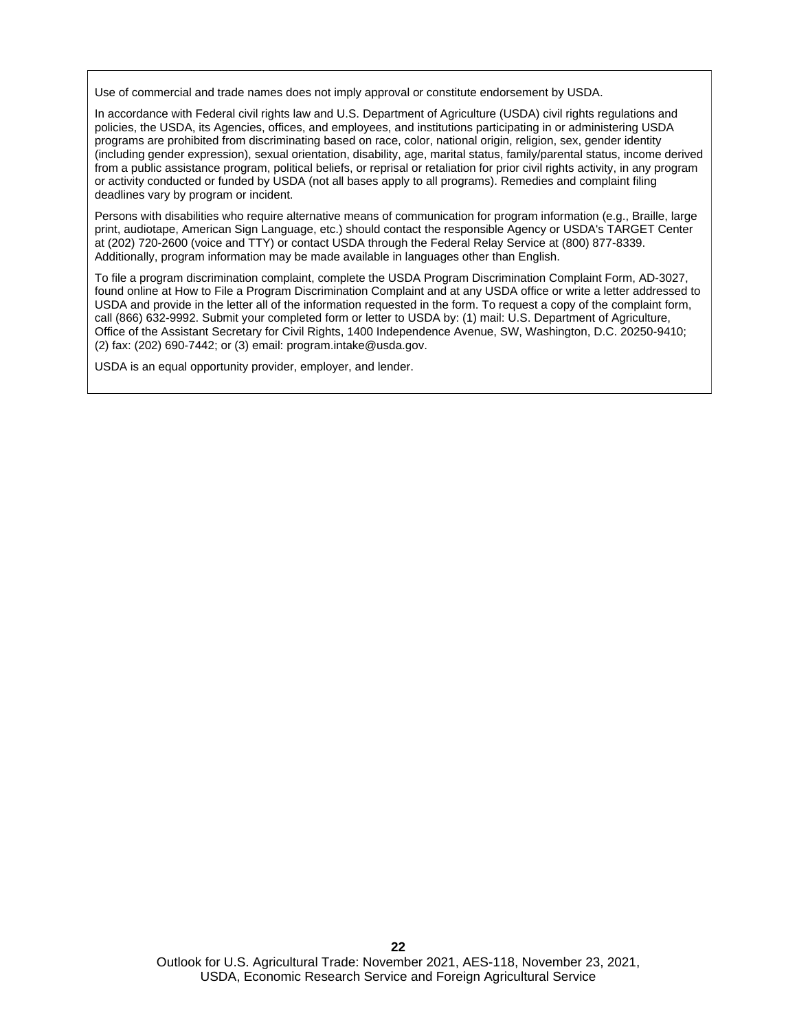Use of commercial and trade names does not imply approval or constitute endorsement by USDA.

In accordance with Federal civil rights law and U.S. Department of Agriculture (USDA) civil rights regulations and policies, the USDA, its Agencies, offices, and employees, and institutions participating in or administering USDA programs are prohibited from discriminating based on race, color, national origin, religion, sex, gender identity (including gender expression), sexual orientation, disability, age, marital status, family/parental status, income derived from a public assistance program, political beliefs, or reprisal or retaliation for prior civil rights activity, in any program or activity conducted or funded by USDA (not all bases apply to all programs). Remedies and complaint filing deadlines vary by program or incident.

Persons with disabilities who require alternative means of communication for program information (e.g., Braille, large print, audiotape, American Sign Language, etc.) should contact the responsible Agency or USDA's TARGET Center at (202) 720-2600 (voice and TTY) or contact USDA through the Federal Relay Service at (800) 877-8339. Additionally, program information may be made available in languages other than English.

To file a program discrimination complaint, complete the USDA Program Discrimination Complaint Form, AD-3027, found online at How to File a Program Discrimination Complaint and at any USDA office or write a letter addressed to USDA and provide in the letter all of the information requested in the form. To request a copy of the complaint form, call (866) 632-9992. Submit your completed form or letter to USDA by: (1) mail: U.S. Department of Agriculture, Office of the Assistant Secretary for Civil Rights, 1400 Independence Avenue, SW, Washington, D.C. 20250-9410; (2) fax: (202) 690-7442; or (3) email: program.intake@usda.gov.

USDA is an equal opportunity provider, employer, and lender.